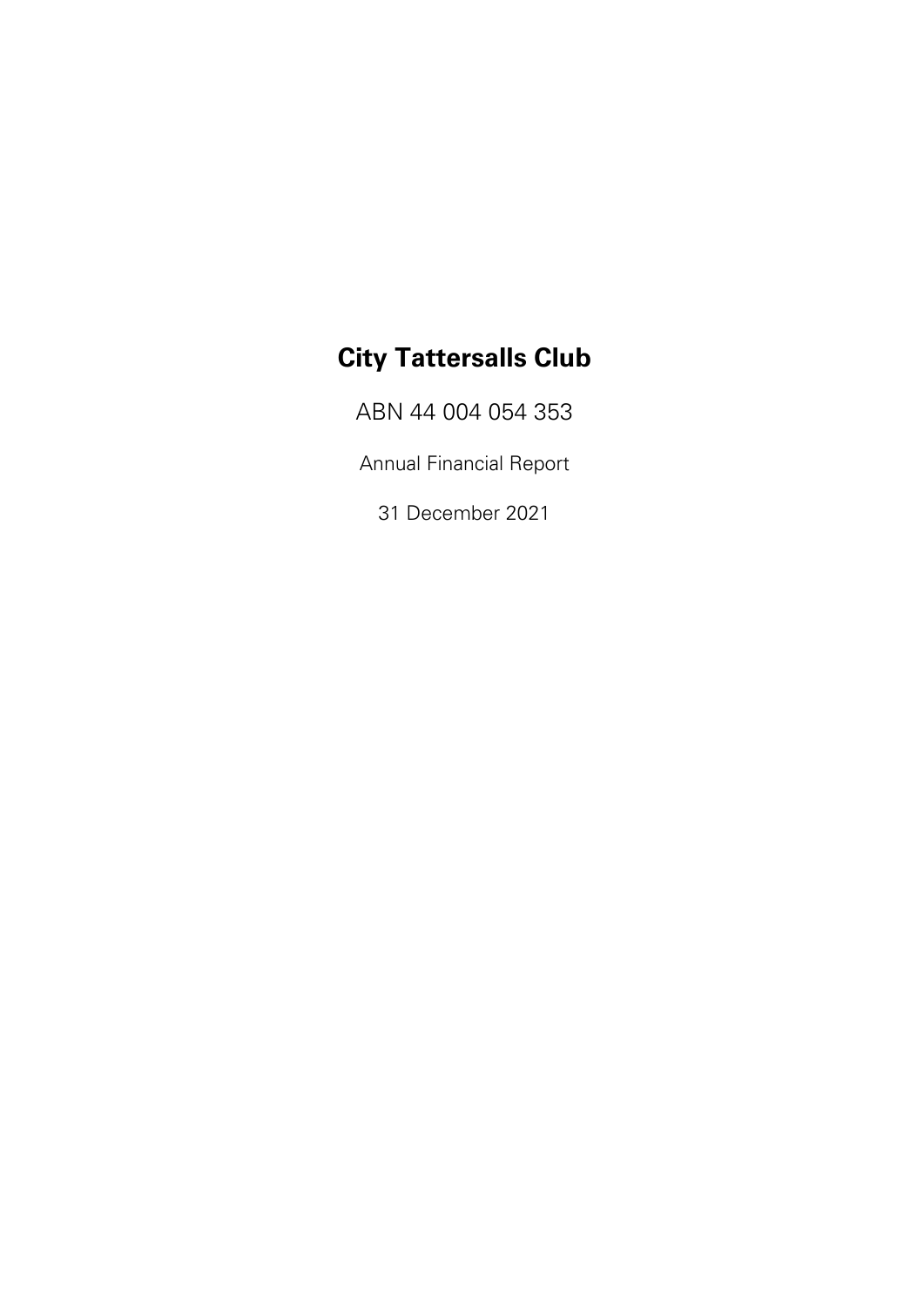# City Tattersalls Club

ABN 44 004 054 353

Annual Financial Report

31 December 2021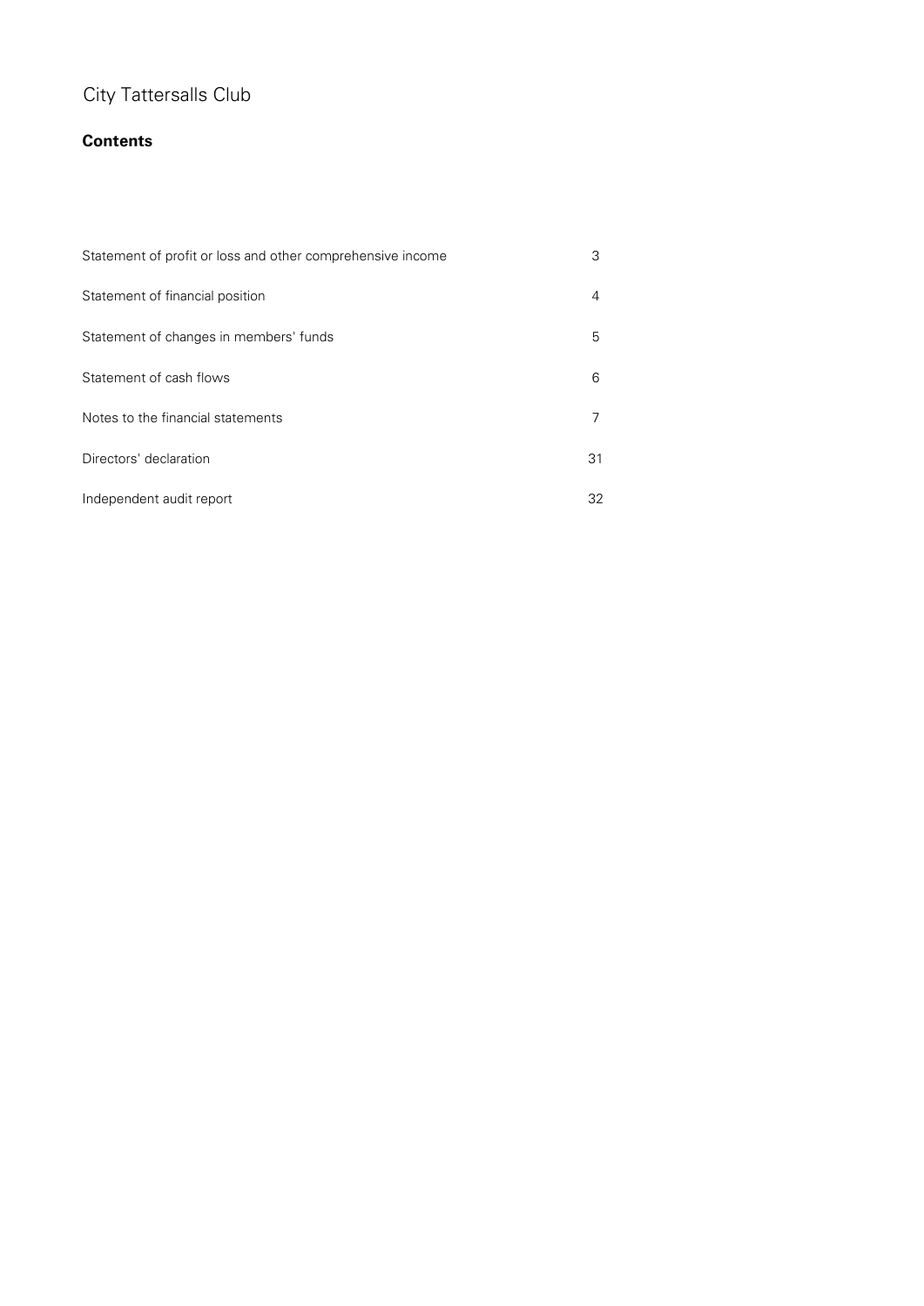City Tattersalls Club

## Contents

| | |
|---|---|
| Statement of profit or loss and other comprehensive income | 3 |
| Statement of financial position | 4 |
| Statement of changes in members' funds | 5 |
| Statement of cash flows | 6 |
| Notes to the financial statements | 7 |
| Directors' declaration | 31 |
| Independent audit report | 32 |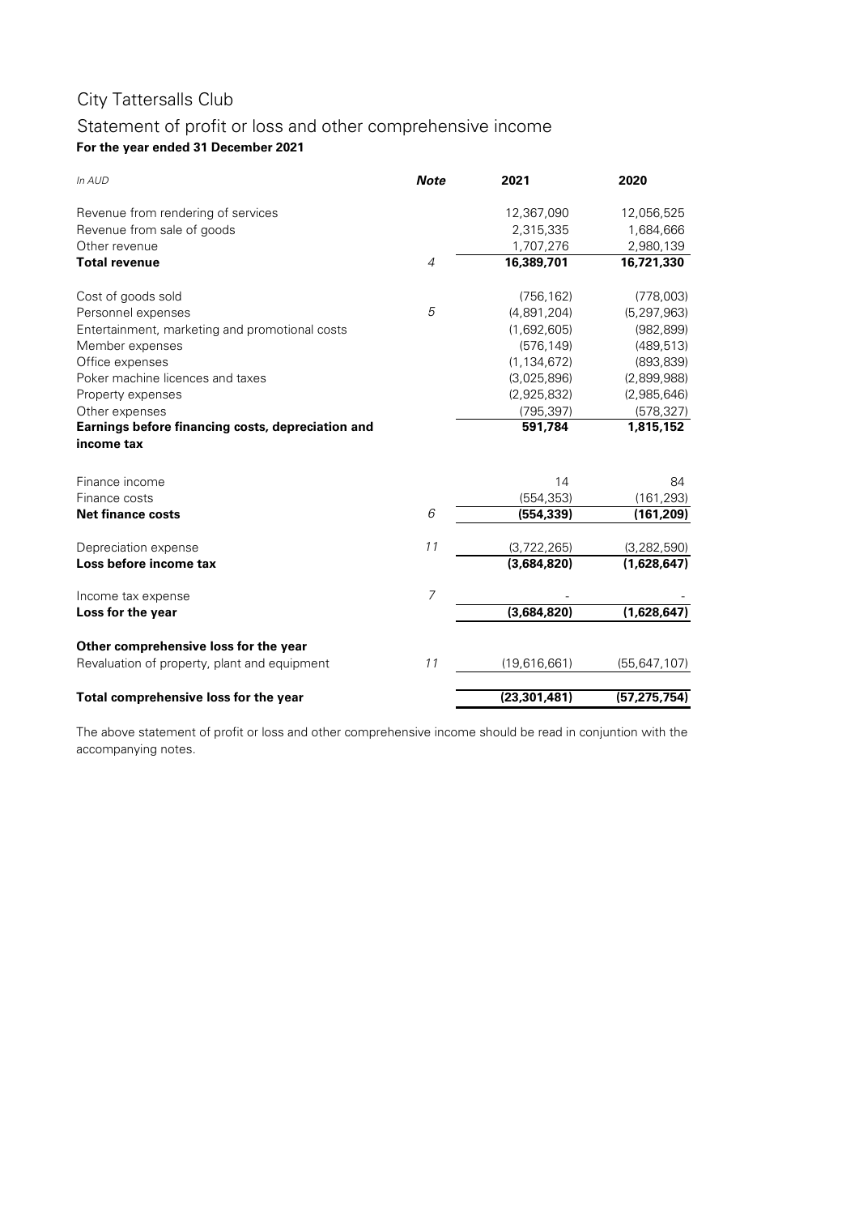# City Tattersalls Club

## Statement of profit or loss and other comprehensive income

**For the year ended 31 December 2021**

| *In AUD* | ***Note*** | **2021** | **2020** |
|---|---|---|---|
| Revenue from rendering of services | | 12,367,090 | 12,056,525 |
| Revenue from sale of goods | | 2,315,335 | 1,684,666 |
| Other revenue | | 1,707,276 | 2,980,139 |
| **Total revenue** | *4* | **16,389,701** | **16,721,330** |
| | | | |
| Cost of goods sold | | (756,162) | (778,003) |
| Personnel expenses | *5* | (4,891,204) | (5,297,963) |
| Entertainment, marketing and promotional costs | | (1,692,605) | (982,899) |
| Member expenses | | (576,149) | (489,513) |
| Office expenses | | (1,134,672) | (893,839) |
| Poker machine licences and taxes | | (3,025,896) | (2,899,988) |
| Property expenses | | (2,925,832) | (2,985,646) |
| Other expenses | | (795,397) | (578,327) |
| **Earnings before financing costs, depreciation and income tax** | | **591,784** | **1,815,152** |
| | | | |
| Finance income | | 14 | 84 |
| Finance costs | | (554,353) | (161,293) |
| **Net finance costs** | *6* | **(554,339)** | **(161,209)** |
| | | | |
| Depreciation expense | *11* | (3,722,265) | (3,282,590) |
| **Loss before income tax** | | **(3,684,820)** | **(1,628,647)** |
| | | | |
| Income tax expense | *7* | - | - |
| **Loss for the year** | | **(3,684,820)** | **(1,628,647)** |
| | | | |
| **Other comprehensive loss for the year** | | | |
| Revaluation of property, plant and equipment | *11* | (19,616,661) | (55,647,107) |
| | | | |
| **Total comprehensive loss for the year** | | **(23,301,481)** | **(57,275,754)** |

The above statement of profit or loss and other comprehensive income should be read in conjuntion with the accompanying notes.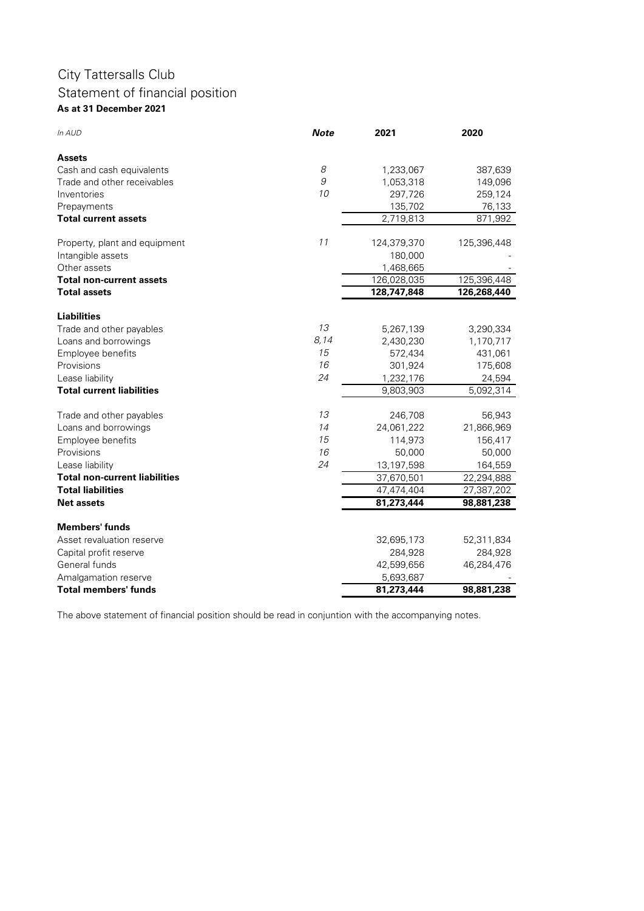# City Tattersalls Club

## Statement of financial position

**As at 31 December 2021**

| *In AUD* | ***Note*** | **2021** | **2020** |
|---|---|---|---|
| **Assets** | | | |
| Cash and cash equivalents | *8* | 1,233,067 | 387,639 |
| Trade and other receivables | *9* | 1,053,318 | 149,096 |
| Inventories | *10* | 297,726 | 259,124 |
| Prepayments | | 135,702 | 76,133 |
| **Total current assets** | | 2,719,813 | 871,992 |
| Property, plant and equipment | *11* | 124,379,370 | 125,396,448 |
| Intangible assets | | 180,000 | - |
| Other assets | | 1,468,665 | - |
| **Total non-current assets** | | 126,028,035 | 125,396,448 |
| **Total assets** | | **128,747,848** | **126,268,440** |
| **Liabilities** | | | |
| Trade and other payables | *13* | 5,267,139 | 3,290,334 |
| Loans and borrowings | *8,14* | 2,430,230 | 1,170,717 |
| Employee benefits | *15* | 572,434 | 431,061 |
| Provisions | *16* | 301,924 | 175,608 |
| Lease liability | *24* | 1,232,176 | 24,594 |
| **Total current liabilities** | | 9,803,903 | 5,092,314 |
| Trade and other payables | *13* | 246,708 | 56,943 |
| Loans and borrowings | *14* | 24,061,222 | 21,866,969 |
| Employee benefits | *15* | 114,973 | 156,417 |
| Provisions | *16* | 50,000 | 50,000 |
| Lease liability | *24* | 13,197,598 | 164,559 |
| **Total non-current liabilities** | | 37,670,501 | 22,294,888 |
| **Total liabilities** | | 47,474,404 | 27,387,202 |
| **Net assets** | | **81,273,444** | **98,881,238** |
| **Members' funds** | | | |
| Asset revaluation reserve | | 32,695,173 | 52,311,834 |
| Capital profit reserve | | 284,928 | 284,928 |
| General funds | | 42,599,656 | 46,284,476 |
| Amalgamation reserve | | 5,693,687 | - |
| **Total members' funds** | | **81,273,444** | **98,881,238** |

The above statement of financial position should be read in conjuntion with the accompanying notes.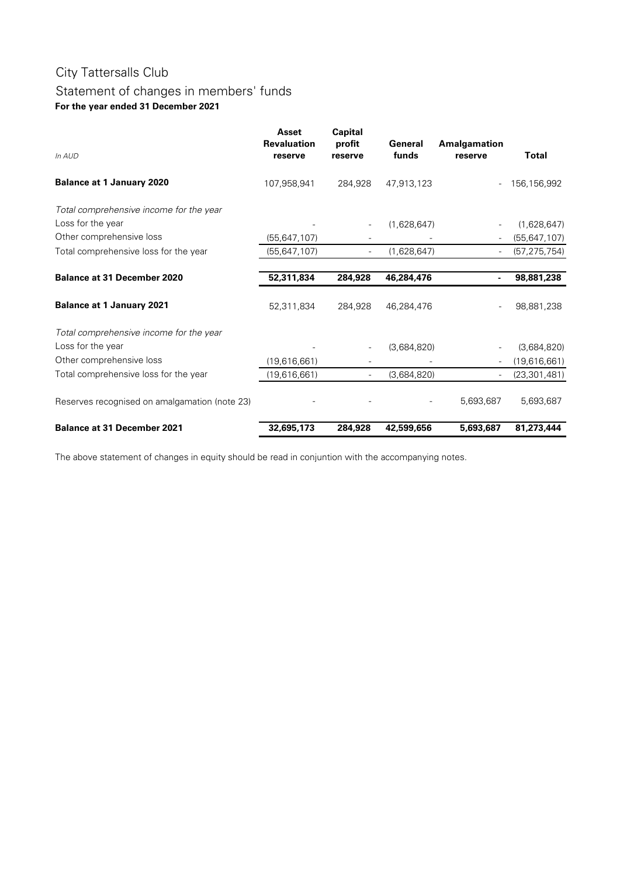# City Tattersalls Club

## Statement of changes in members' funds

**For the year ended 31 December 2021**

| *In AUD* | Asset Revaluation reserve | Capital profit reserve | General funds | Amalgamation reserve | Total |
|---|---|---|---|---|---|
| **Balance at 1 January 2020** | 107,958,941 | 284,928 | 47,913,123 | - | 156,156,992 |
| *Total comprehensive income for the year* | | | | | |
| Loss for the year | - | - | (1,628,647) | - | (1,628,647) |
| Other comprehensive loss | (55,647,107) | - | - | - | (55,647,107) |
| Total comprehensive loss for the year | (55,647,107) | - | (1,628,647) | - | (57,275,754) |
| **Balance at 31 December 2020** | **52,311,834** | **284,928** | **46,284,476** | **-** | **98,881,238** |
| **Balance at 1 January 2021** | 52,311,834 | 284,928 | 46,284,476 | - | 98,881,238 |
| *Total comprehensive income for the year* | | | | | |
| Loss for the year | - | - | (3,684,820) | - | (3,684,820) |
| Other comprehensive loss | (19,616,661) | - | - | - | (19,616,661) |
| Total comprehensive loss for the year | (19,616,661) | - | (3,684,820) | - | (23,301,481) |
| Reserves recognised on amalgamation (note 23) | - | - | - | 5,693,687 | 5,693,687 |
| **Balance at 31 December 2021** | **32,695,173** | **284,928** | **42,599,656** | **5,693,687** | **81,273,444** |

The above statement of changes in equity should be read in conjuntion with the accompanying notes.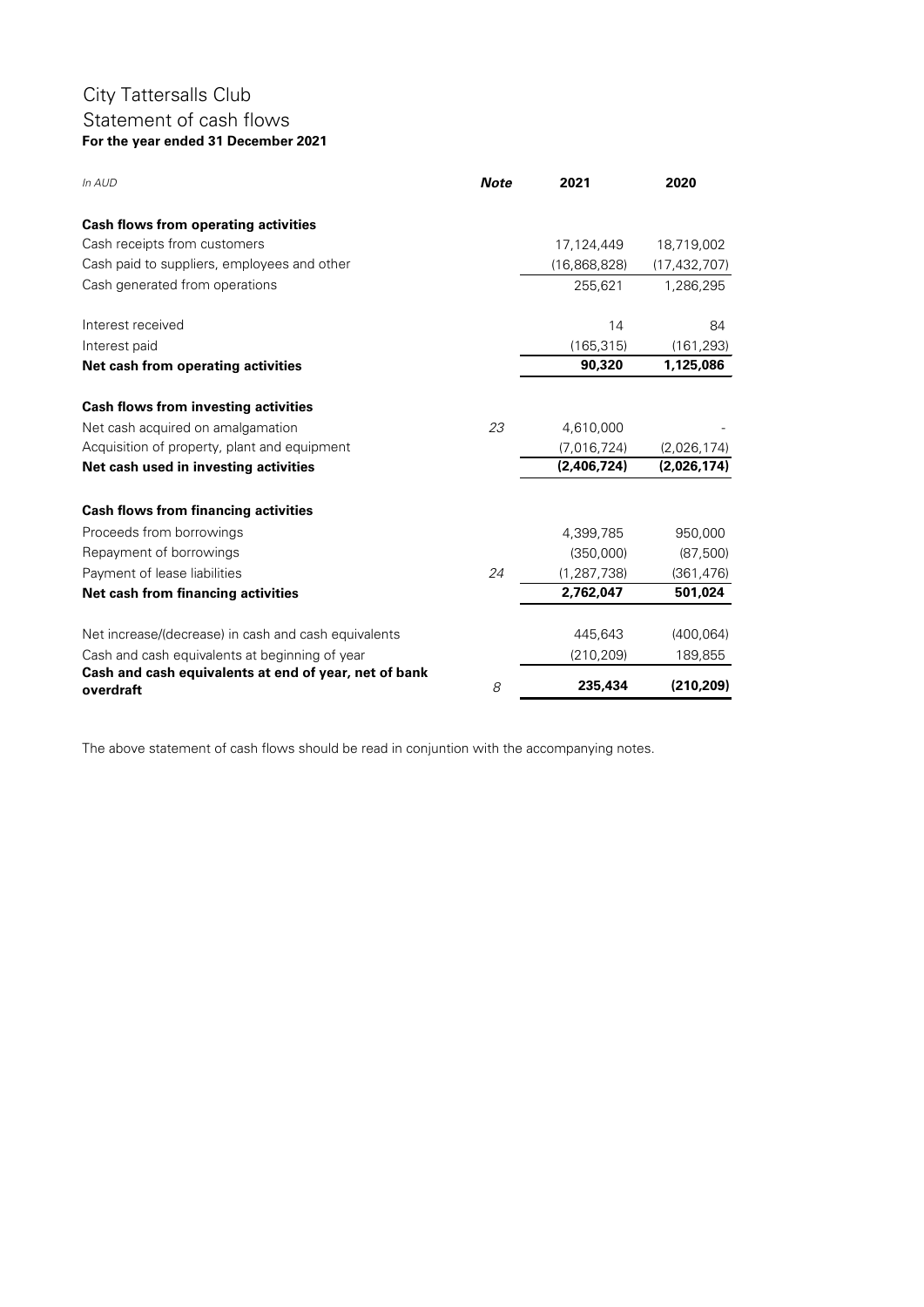# City Tattersalls Club

## Statement of cash flows

**For the year ended 31 December 2021**

| *In AUD* | ***Note*** | **2021** | **2020** |
|---|---|---|---|
| **Cash flows from operating activities** | | | |
| Cash receipts from customers | | 17,124,449 | 18,719,002 |
| Cash paid to suppliers, employees and other | | (16,868,828) | (17,432,707) |
| Cash generated from operations | | 255,621 | 1,286,295 |
| | | | |
| Interest received | | 14 | 84 |
| Interest paid | | (165,315) | (161,293) |
| **Net cash from operating activities** | | **90,320** | **1,125,086** |
| | | | |
| **Cash flows from investing activities** | | | |
| Net cash acquired on amalgamation | *23* | 4,610,000 | - |
| Acquisition of property, plant and equipment | | (7,016,724) | (2,026,174) |
| **Net cash used in investing activities** | | **(2,406,724)** | **(2,026,174)** |
| | | | |
| **Cash flows from financing activities** | | | |
| Proceeds from borrowings | | 4,399,785 | 950,000 |
| Repayment of borrowings | | (350,000) | (87,500) |
| Payment of lease liabilities | *24* | (1,287,738) | (361,476) |
| **Net cash from financing activities** | | **2,762,047** | **501,024** |
| | | | |
| Net increase/(decrease) in cash and cash equivalents | | 445,643 | (400,064) |
| Cash and cash equivalents at beginning of year | | (210,209) | 189,855 |
| **Cash and cash equivalents at end of year, net of bank overdraft** | *8* | **235,434** | **(210,209)** |

The above statement of cash flows should be read in conjuntion with the accompanying notes.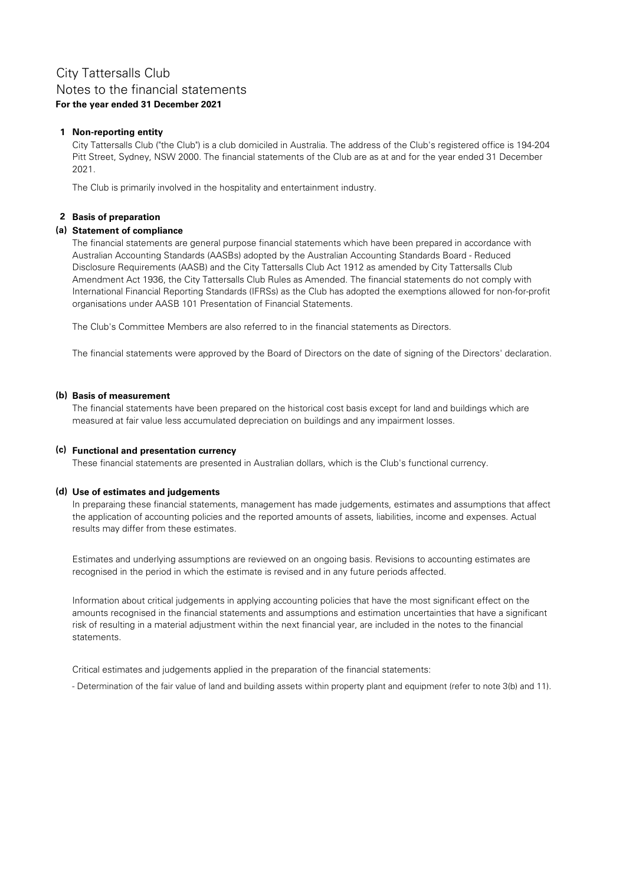# City Tattersalls Club
## Notes to the financial statements
**For the year ended 31 December 2021**

### 1 Non-reporting entity

City Tattersalls Club ("the Club") is a club domiciled in Australia. The address of the Club's registered office is 194-204 Pitt Street, Sydney, NSW 2000. The financial statements of the Club are as at and for the year ended 31 December 2021.

The Club is primarily involved in the hospitality and entertainment industry.

### 2 Basis of preparation

#### (a) Statement of compliance

The financial statements are general purpose financial statements which have been prepared in accordance with Australian Accounting Standards (AASBs) adopted by the Australian Accounting Standards Board - Reduced Disclosure Requirements (AASB) and the City Tattersalls Club Act 1912 as amended by City Tattersalls Club Amendment Act 1936, the City Tattersalls Club Rules as Amended. The financial statements do not comply with International Financial Reporting Standards (IFRSs) as the Club has adopted the exemptions allowed for non-for-profit organisations under AASB 101 Presentation of Financial Statements.

The Club's Committee Members are also referred to in the financial statements as Directors.

The financial statements were approved by the Board of Directors on the date of signing of the Directors' declaration.

#### (b) Basis of measurement

The financial statements have been prepared on the historical cost basis except for land and buildings which are measured at fair value less accumulated depreciation on buildings and any impairment losses.

#### (c) Functional and presentation currency

These financial statements are presented in Australian dollars, which is the Club's functional currency.

#### (d) Use of estimates and judgements

In preparaing these financial statements, management has made judgements, estimates and assumptions that affect the application of accounting policies and the reported amounts of assets, liabilities, income and expenses. Actual results may differ from these estimates.

Estimates and underlying assumptions are reviewed on an ongoing basis. Revisions to accounting estimates are recognised in the period in which the estimate is revised and in any future periods affected.

Information about critical judgements in applying accounting policies that have the most significant effect on the amounts recognised in the financial statements and assumptions and estimation uncertainties that have a significant risk of resulting in a material adjustment within the next financial year, are included in the notes to the financial statements.

Critical estimates and judgements applied in the preparation of the financial statements:

- Determination of the fair value of land and building assets within property plant and equipment (refer to note 3(b) and 11).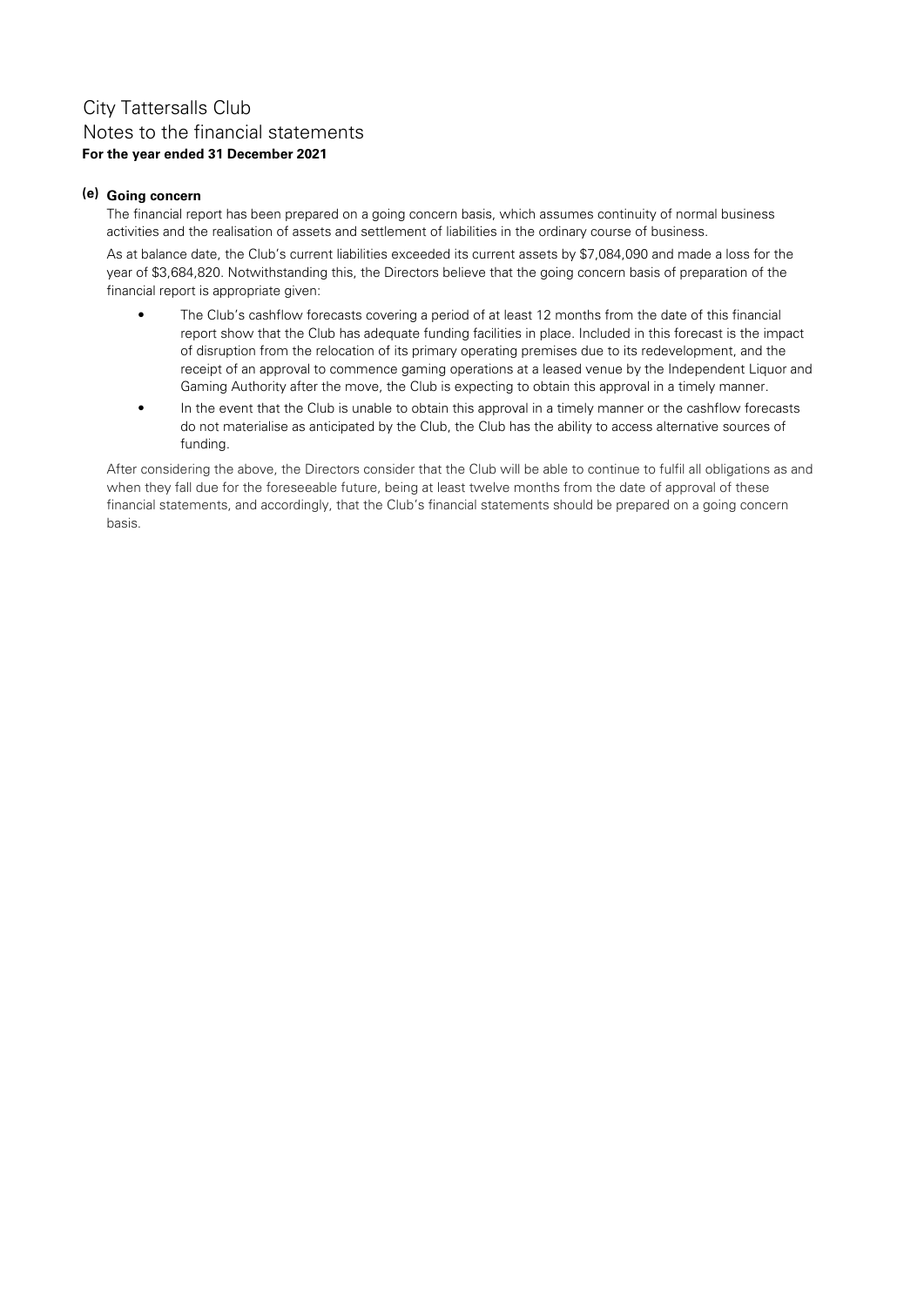# City Tattersalls Club
## Notes to the financial statements
**For the year ended 31 December 2021**

### (e) Going concern

The financial report has been prepared on a going concern basis, which assumes continuity of normal business activities and the realisation of assets and settlement of liabilities in the ordinary course of business.

As at balance date, the Club's current liabilities exceeded its current assets by $7,084,090 and made a loss for the year of $3,684,820. Notwithstanding this, the Directors believe that the going concern basis of preparation of the financial report is appropriate given:

- The Club's cashflow forecasts covering a period of at least 12 months from the date of this financial report show that the Club has adequate funding facilities in place. Included in this forecast is the impact of disruption from the relocation of its primary operating premises due to its redevelopment, and the receipt of an approval to commence gaming operations at a leased venue by the Independent Liquor and Gaming Authority after the move, the Club is expecting to obtain this approval in a timely manner.
- In the event that the Club is unable to obtain this approval in a timely manner or the cashflow forecasts do not materialise as anticipated by the Club, the Club has the ability to access alternative sources of funding.

After considering the above, the Directors consider that the Club will be able to continue to fulfil all obligations as and when they fall due for the foreseeable future, being at least twelve months from the date of approval of these financial statements, and accordingly, that the Club's financial statements should be prepared on a going concern basis.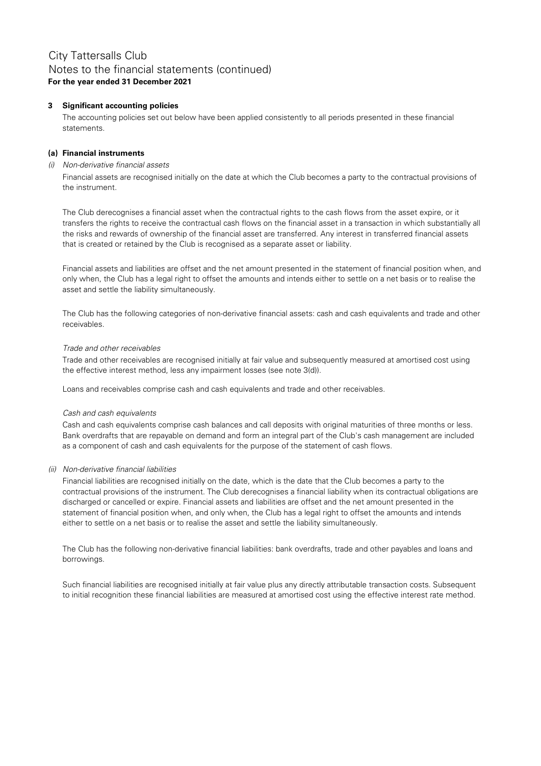# City Tattersalls Club

## Notes to the financial statements (continued)

**For the year ended 31 December 2021**

### 3 Significant accounting policies

The accounting policies set out below have been applied consistently to all periods presented in these financial statements.

#### (a) Financial instruments

*(i) Non-derivative financial assets*

Financial assets are recognised initially on the date at which the Club becomes a party to the contractual provisions of the instrument.

The Club derecognises a financial asset when the contractual rights to the cash flows from the asset expire, or it transfers the rights to receive the contractual cash flows on the financial asset in a transaction in which substantially all the risks and rewards of ownership of the financial asset are transferred. Any interest in transferred financial assets that is created or retained by the Club is recognised as a separate asset or liability.

Financial assets and liabilities are offset and the net amount presented in the statement of financial position when, and only when, the Club has a legal right to offset the amounts and intends either to settle on a net basis or to realise the asset and settle the liability simultaneously.

The Club has the following categories of non-derivative financial assets: cash and cash equivalents and trade and other receivables.

*Trade and other receivables*

Trade and other receivables are recognised initially at fair value and subsequently measured at amortised cost using the effective interest method, less any impairment losses (see note 3(d)).

Loans and receivables comprise cash and cash equivalents and trade and other receivables.

*Cash and cash equivalents*

Cash and cash equivalents comprise cash balances and call deposits with original maturities of three months or less. Bank overdrafts that are repayable on demand and form an integral part of the Club's cash management are included as a component of cash and cash equivalents for the purpose of the statement of cash flows.

*(ii) Non-derivative financial liabilities*

Financial liabilities are recognised initially on the date, which is the date that the Club becomes a party to the contractual provisions of the instrument. The Club derecognises a financial liability when its contractual obligations are discharged or cancelled or expire. Financial assets and liabilities are offset and the net amount presented in the statement of financial position when, and only when, the Club has a legal right to offset the amounts and intends either to settle on a net basis or to realise the asset and settle the liability simultaneously.

The Club has the following non-derivative financial liabilities: bank overdrafts, trade and other payables and loans and borrowings.

Such financial liabilities are recognised initially at fair value plus any directly attributable transaction costs. Subsequent to initial recognition these financial liabilities are measured at amortised cost using the effective interest rate method.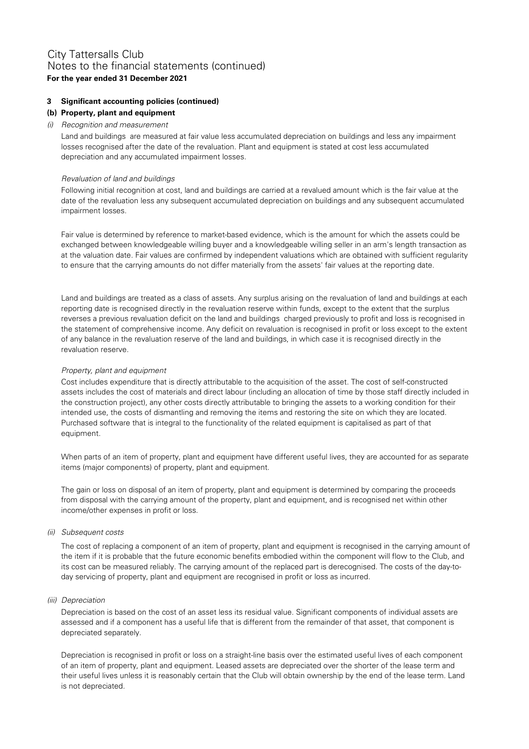City Tattersalls Club
Notes to the financial statements (continued)
**For the year ended 31 December 2021**

**3 Significant accounting policies (continued)**

**(b) Property, plant and equipment**

*(i) Recognition and measurement*

Land and buildings are measured at fair value less accumulated depreciation on buildings and less any impairment losses recognised after the date of the revaluation. Plant and equipment is stated at cost less accumulated depreciation and any accumulated impairment losses.

*Revaluation of land and buildings*

Following initial recognition at cost, land and buildings are carried at a revalued amount which is the fair value at the date of the revaluation less any subsequent accumulated depreciation on buildings and any subsequent accumulated impairment losses.

Fair value is determined by reference to market-based evidence, which is the amount for which the assets could be exchanged between knowledgeable willing buyer and a knowledgeable willing seller in an arm's length transaction as at the valuation date. Fair values are confirmed by independent valuations which are obtained with sufficient regularity to ensure that the carrying amounts do not differ materially from the assets' fair values at the reporting date.

Land and buildings are treated as a class of assets. Any surplus arising on the revaluation of land and buildings at each reporting date is recognised directly in the revaluation reserve within funds, except to the extent that the surplus reverses a previous revaluation deficit on the land and buildings charged previously to profit and loss is recognised in the statement of comprehensive income. Any deficit on revaluation is recognised in profit or loss except to the extent of any balance in the revaluation reserve of the land and buildings, in which case it is recognised directly in the revaluation reserve.

*Property, plant and equipment*

Cost includes expenditure that is directly attributable to the acquisition of the asset. The cost of self-constructed assets includes the cost of materials and direct labour (including an allocation of time by those staff directly included in the construction project), any other costs directly attributable to bringing the assets to a working condition for their intended use, the costs of dismantling and removing the items and restoring the site on which they are located. Purchased software that is integral to the functionality of the related equipment is capitalised as part of that equipment.

When parts of an item of property, plant and equipment have different useful lives, they are accounted for as separate items (major components) of property, plant and equipment.

The gain or loss on disposal of an item of property, plant and equipment is determined by comparing the proceeds from disposal with the carrying amount of the property, plant and equipment, and is recognised net within other income/other expenses in profit or loss.

*(ii) Subsequent costs*

The cost of replacing a component of an item of property, plant and equipment is recognised in the carrying amount of the item if it is probable that the future economic benefits embodied within the component will flow to the Club, and its cost can be measured reliably. The carrying amount of the replaced part is derecognised. The costs of the day-to-day servicing of property, plant and equipment are recognised in profit or loss as incurred.

*(iii) Depreciation*

Depreciation is based on the cost of an asset less its residual value. Significant components of individual assets are assessed and if a component has a useful life that is different from the remainder of that asset, that component is depreciated separately.

Depreciation is recognised in profit or loss on a straight-line basis over the estimated useful lives of each component of an item of property, plant and equipment. Leased assets are depreciated over the shorter of the lease term and their useful lives unless it is reasonably certain that the Club will obtain ownership by the end of the lease term. Land is not depreciated.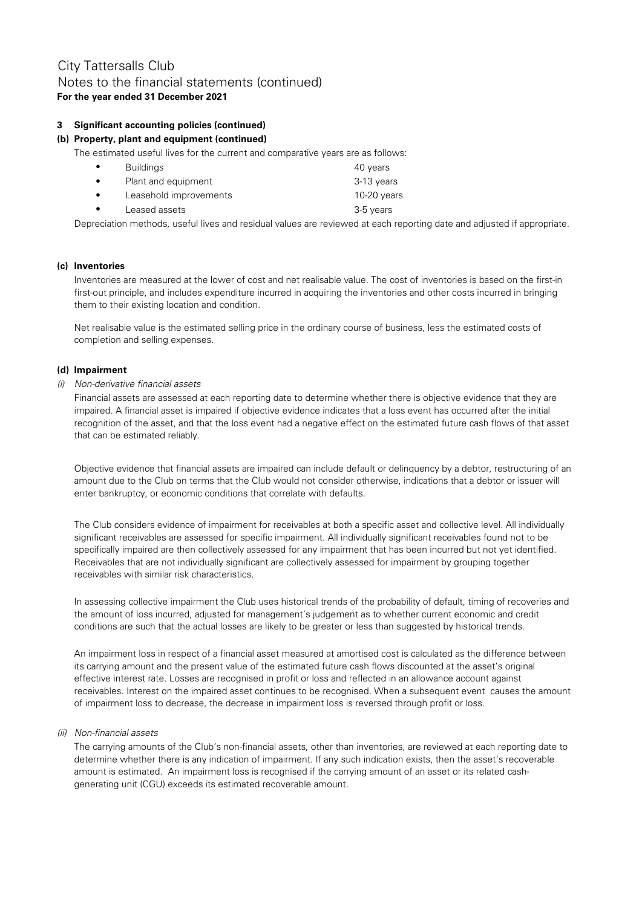## 3 Significant accounting policies (continued)

### (b) Property, plant and equipment (continued)

The estimated useful lives for the current and comparative years are as follows:

- Buildings 40 years
- Plant and equipment 3-13 years
- Leasehold improvements 10-20 years
- Leased assets 3-5 years

Depreciation methods, useful lives and residual values are reviewed at each reporting date and adjusted if appropriate.

### (c) Inventories

Inventories are measured at the lower of cost and net realisable value. The cost of inventories is based on the first-in first-out principle, and includes expenditure incurred in acquiring the inventories and other costs incurred in bringing them to their existing location and condition.

Net realisable value is the estimated selling price in the ordinary course of business, less the estimated costs of completion and selling expenses.

### (d) Impairment

*(i) Non-derivative financial assets*

Financial assets are assessed at each reporting date to determine whether there is objective evidence that they are impaired. A financial asset is impaired if objective evidence indicates that a loss event has occurred after the initial recognition of the asset, and that the loss event had a negative effect on the estimated future cash flows of that asset that can be estimated reliably.

Objective evidence that financial assets are impaired can include default or delinquency by a debtor, restructuring of an amount due to the Club on terms that the Club would not consider otherwise, indications that a debtor or issuer will enter bankruptcy, or economic conditions that correlate with defaults.

The Club considers evidence of impairment for receivables at both a specific asset and collective level. All individually significant receivables are assessed for specific impairment. All individually significant receivables found not to be specifically impaired are then collectively assessed for any impairment that has been incurred but not yet identified. Receivables that are not individually significant are collectively assessed for impairment by grouping together receivables with similar risk characteristics.

In assessing collective impairment the Club uses historical trends of the probability of default, timing of recoveries and the amount of loss incurred, adjusted for management's judgement as to whether current economic and credit conditions are such that the actual losses are likely to be greater or less than suggested by historical trends.

An impairment loss in respect of a financial asset measured at amortised cost is calculated as the difference between its carrying amount and the present value of the estimated future cash flows discounted at the asset's original effective interest rate. Losses are recognised in profit or loss and reflected in an allowance account against receivables. Interest on the impaired asset continues to be recognised. When a subsequent event causes the amount of impairment loss to decrease, the decrease in impairment loss is reversed through profit or loss.

*(ii) Non-financial assets*

The carrying amounts of the Club's non-financial assets, other than inventories, are reviewed at each reporting date to determine whether there is any indication of impairment. If any such indication exists, then the asset's recoverable amount is estimated. An impairment loss is recognised if the carrying amount of an asset or its related cash-generating unit (CGU) exceeds its estimated recoverable amount.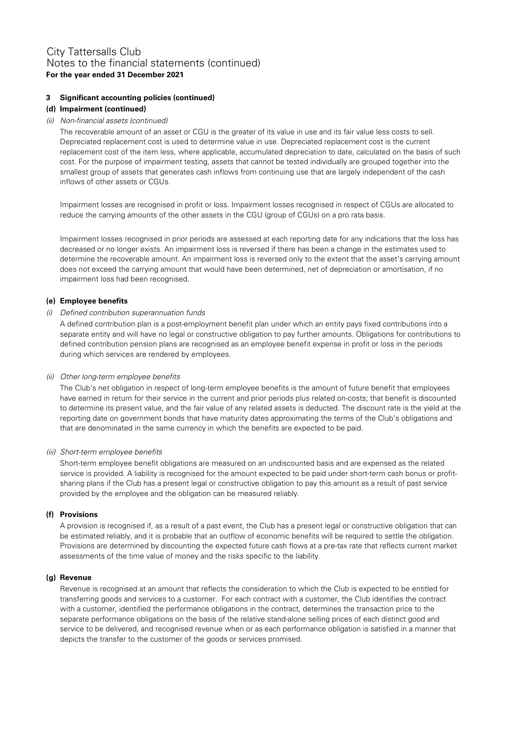# City Tattersalls Club
## Notes to the financial statements (continued)
**For the year ended 31 December 2021**

### 3 Significant accounting policies (continued)

#### (d) Impairment (continued)

*(ii) Non-financial assets (continued)*

The recoverable amount of an asset or CGU is the greater of its value in use and its fair value less costs to sell. Depreciated replacement cost is used to determine value in use. Depreciated replacement cost is the current replacement cost of the item less, where applicable, accumulated depreciation to date, calculated on the basis of such cost. For the purpose of impairment testing, assets that cannot be tested individually are grouped together into the smallest group of assets that generates cash inflows from continuing use that are largely independent of the cash inflows of other assets or CGUs.

Impairment losses are recognised in profit or loss. Impairment losses recognised in respect of CGUs are allocated to reduce the carrying amounts of the other assets in the CGU (group of CGUs) on a pro rata basis.

Impairment losses recognised in prior periods are assessed at each reporting date for any indications that the loss has decreased or no longer exists. An impairment loss is reversed if there has been a change in the estimates used to determine the recoverable amount. An impairment loss is reversed only to the extent that the asset's carrying amount does not exceed the carrying amount that would have been determined, net of depreciation or amortisation, if no impairment loss had been recognised.

#### (e) Employee benefits

*(i) Defined contribution superannuation funds*

A defined contribution plan is a post-employment benefit plan under which an entity pays fixed contributions into a separate entity and will have no legal or constructive obligation to pay further amounts. Obligations for contributions to defined contribution pension plans are recognised as an employee benefit expense in profit or loss in the periods during which services are rendered by employees.

*(ii) Other long-term employee benefits*

The Club's net obligation in respect of long-term employee benefits is the amount of future benefit that employees have earned in return for their service in the current and prior periods plus related on-costs; that benefit is discounted to determine its present value, and the fair value of any related assets is deducted. The discount rate is the yield at the reporting date on government bonds that have maturity dates approximating the terms of the Club's obligations and that are denominated in the same currency in which the benefits are expected to be paid.

*(iii) Short-term employee benefits*

Short-term employee benefit obligations are measured on an undiscounted basis and are expensed as the related service is provided. A liability is recognised for the amount expected to be paid under short-term cash bonus or profit-sharing plans if the Club has a present legal or constructive obligation to pay this amount as a result of past service provided by the employee and the obligation can be measured reliably.

#### (f) Provisions

A provision is recognised if, as a result of a past event, the Club has a present legal or constructive obligation that can be estimated reliably, and it is probable that an outflow of economic benefits will be required to settle the obligation. Provisions are determined by discounting the expected future cash flows at a pre-tax rate that reflects current market assessments of the time value of money and the risks specific to the liability.

#### (g) Revenue

Revenue is recognised at an amount that reflects the consideration to which the Club is expected to be entitled for transferring goods and services to a customer. For each contract with a customer, the Club identifies the contract with a customer, identified the performance obligations in the contract, determines the transaction price to the separate performance obligations on the basis of the relative stand-alone selling prices of each distinct good and service to be delivered, and recognised revenue when or as each performance obligation is satisfied in a manner that depicts the transfer to the customer of the goods or services promised.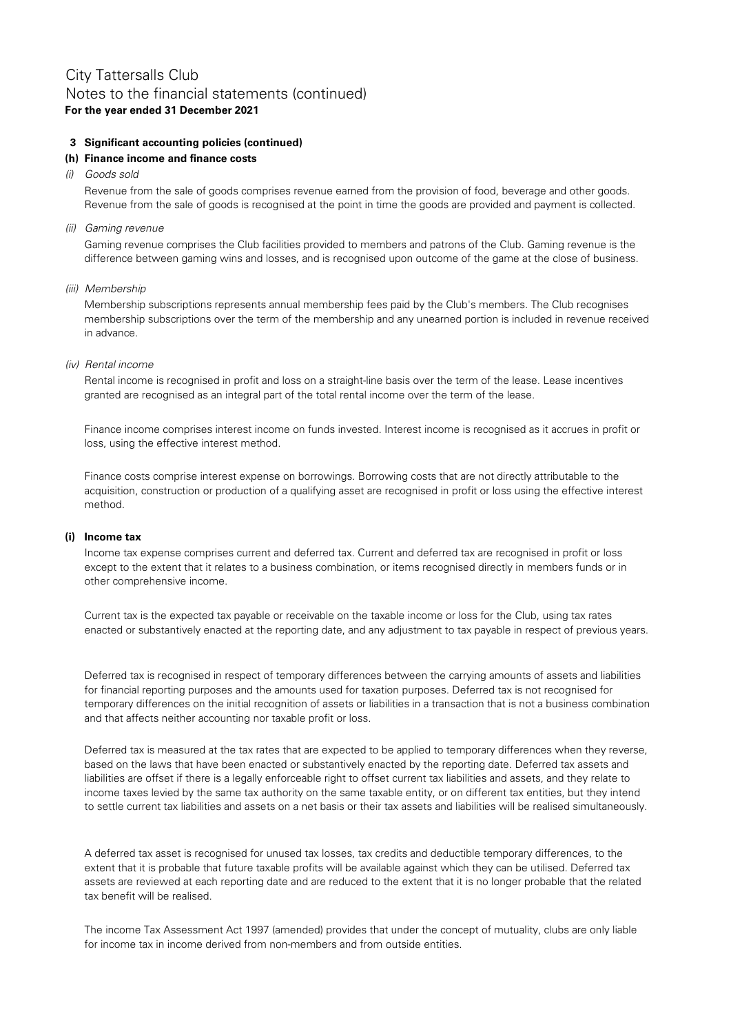# City Tattersalls Club

## Notes to the financial statements (continued)

**For the year ended 31 December 2021**

### 3 Significant accounting policies (continued)

#### (h) Finance income and finance costs

*(i) Goods sold*

Revenue from the sale of goods comprises revenue earned from the provision of food, beverage and other goods. Revenue from the sale of goods is recognised at the point in time the goods are provided and payment is collected.

*(ii) Gaming revenue*

Gaming revenue comprises the Club facilities provided to members and patrons of the Club. Gaming revenue is the difference between gaming wins and losses, and is recognised upon outcome of the game at the close of business.

*(iii) Membership*

Membership subscriptions represents annual membership fees paid by the Club's members. The Club recognises membership subscriptions over the term of the membership and any unearned portion is included in revenue received in advance.

*(iv) Rental income*

Rental income is recognised in profit and loss on a straight-line basis over the term of the lease. Lease incentives granted are recognised as an integral part of the total rental income over the term of the lease.

Finance income comprises interest income on funds invested. Interest income is recognised as it accrues in profit or loss, using the effective interest method.

Finance costs comprise interest expense on borrowings. Borrowing costs that are not directly attributable to the acquisition, construction or production of a qualifying asset are recognised in profit or loss using the effective interest method.

#### (i) Income tax

Income tax expense comprises current and deferred tax. Current and deferred tax are recognised in profit or loss except to the extent that it relates to a business combination, or items recognised directly in members funds or in other comprehensive income.

Current tax is the expected tax payable or receivable on the taxable income or loss for the Club, using tax rates enacted or substantively enacted at the reporting date, and any adjustment to tax payable in respect of previous years.

Deferred tax is recognised in respect of temporary differences between the carrying amounts of assets and liabilities for financial reporting purposes and the amounts used for taxation purposes. Deferred tax is not recognised for temporary differences on the initial recognition of assets or liabilities in a transaction that is not a business combination and that affects neither accounting nor taxable profit or loss.

Deferred tax is measured at the tax rates that are expected to be applied to temporary differences when they reverse, based on the laws that have been enacted or substantively enacted by the reporting date. Deferred tax assets and liabilities are offset if there is a legally enforceable right to offset current tax liabilities and assets, and they relate to income taxes levied by the same tax authority on the same taxable entity, or on different tax entities, but they intend to settle current tax liabilities and assets on a net basis or their tax assets and liabilities will be realised simultaneously.

A deferred tax asset is recognised for unused tax losses, tax credits and deductible temporary differences, to the extent that it is probable that future taxable profits will be available against which they can be utilised. Deferred tax assets are reviewed at each reporting date and are reduced to the extent that it is no longer probable that the related tax benefit will be realised.

The income Tax Assessment Act 1997 (amended) provides that under the concept of mutuality, clubs are only liable for income tax in income derived from non-members and from outside entities.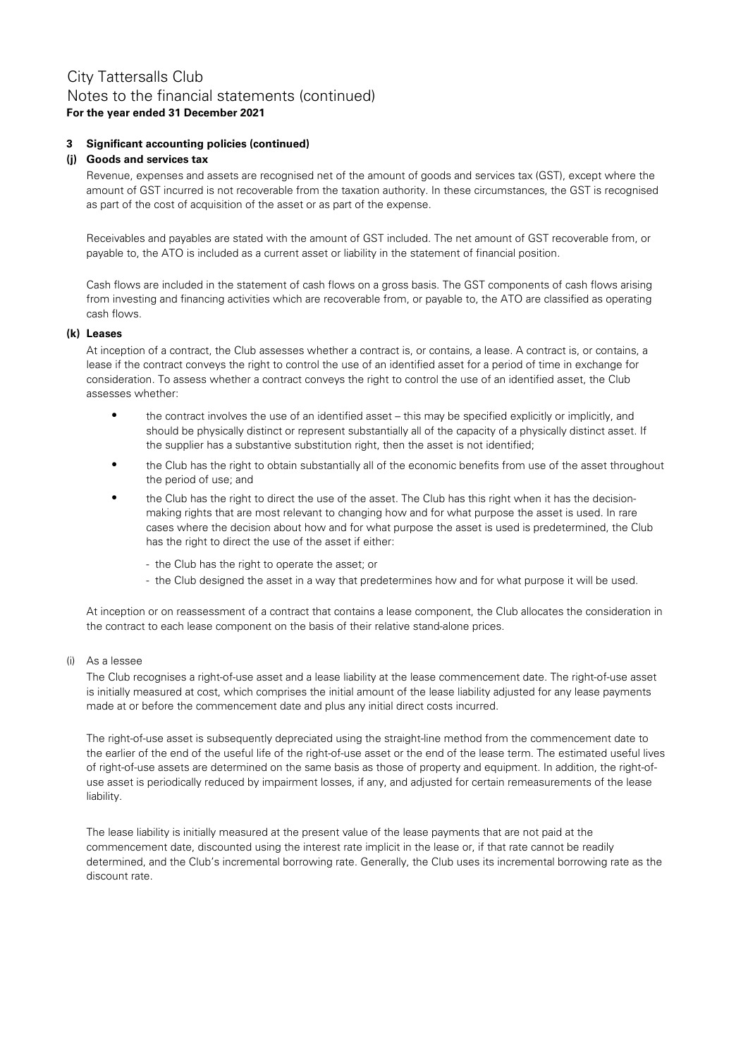# City Tattersalls Club
## Notes to the financial statements (continued)
**For the year ended 31 December 2021**

### 3 Significant accounting policies (continued)

#### (j) Goods and services tax

Revenue, expenses and assets are recognised net of the amount of goods and services tax (GST), except where the amount of GST incurred is not recoverable from the taxation authority. In these circumstances, the GST is recognised as part of the cost of acquisition of the asset or as part of the expense.

Receivables and payables are stated with the amount of GST included. The net amount of GST recoverable from, or payable to, the ATO is included as a current asset or liability in the statement of financial position.

Cash flows are included in the statement of cash flows on a gross basis. The GST components of cash flows arising from investing and financing activities which are recoverable from, or payable to, the ATO are classified as operating cash flows.

#### (k) Leases

At inception of a contract, the Club assesses whether a contract is, or contains, a lease. A contract is, or contains, a lease if the contract conveys the right to control the use of an identified asset for a period of time in exchange for consideration. To assess whether a contract conveys the right to control the use of an identified asset, the Club assesses whether:

- the contract involves the use of an identified asset – this may be specified explicitly or implicitly, and should be physically distinct or represent substantially all of the capacity of a physically distinct asset. If the supplier has a substantive substitution right, then the asset is not identified;
- the Club has the right to obtain substantially all of the economic benefits from use of the asset throughout the period of use; and
- the Club has the right to direct the use of the asset. The Club has this right when it has the decision-making rights that are most relevant to changing how and for what purpose the asset is used. In rare cases where the decision about how and for what purpose the asset is used is predetermined, the Club has the right to direct the use of the asset if either:
  - the Club has the right to operate the asset; or
  - the Club designed the asset in a way that predetermines how and for what purpose it will be used.

At inception or on reassessment of a contract that contains a lease component, the Club allocates the consideration in the contract to each lease component on the basis of their relative stand-alone prices.

(i) As a lessee

The Club recognises a right-of-use asset and a lease liability at the lease commencement date. The right-of-use asset is initially measured at cost, which comprises the initial amount of the lease liability adjusted for any lease payments made at or before the commencement date and plus any initial direct costs incurred.

The right-of-use asset is subsequently depreciated using the straight-line method from the commencement date to the earlier of the end of the useful life of the right-of-use asset or the end of the lease term. The estimated useful lives of right-of-use assets are determined on the same basis as those of property and equipment. In addition, the right-of-use asset is periodically reduced by impairment losses, if any, and adjusted for certain remeasurements of the lease liability.

The lease liability is initially measured at the present value of the lease payments that are not paid at the commencement date, discounted using the interest rate implicit in the lease or, if that rate cannot be readily determined, and the Club's incremental borrowing rate. Generally, the Club uses its incremental borrowing rate as the discount rate.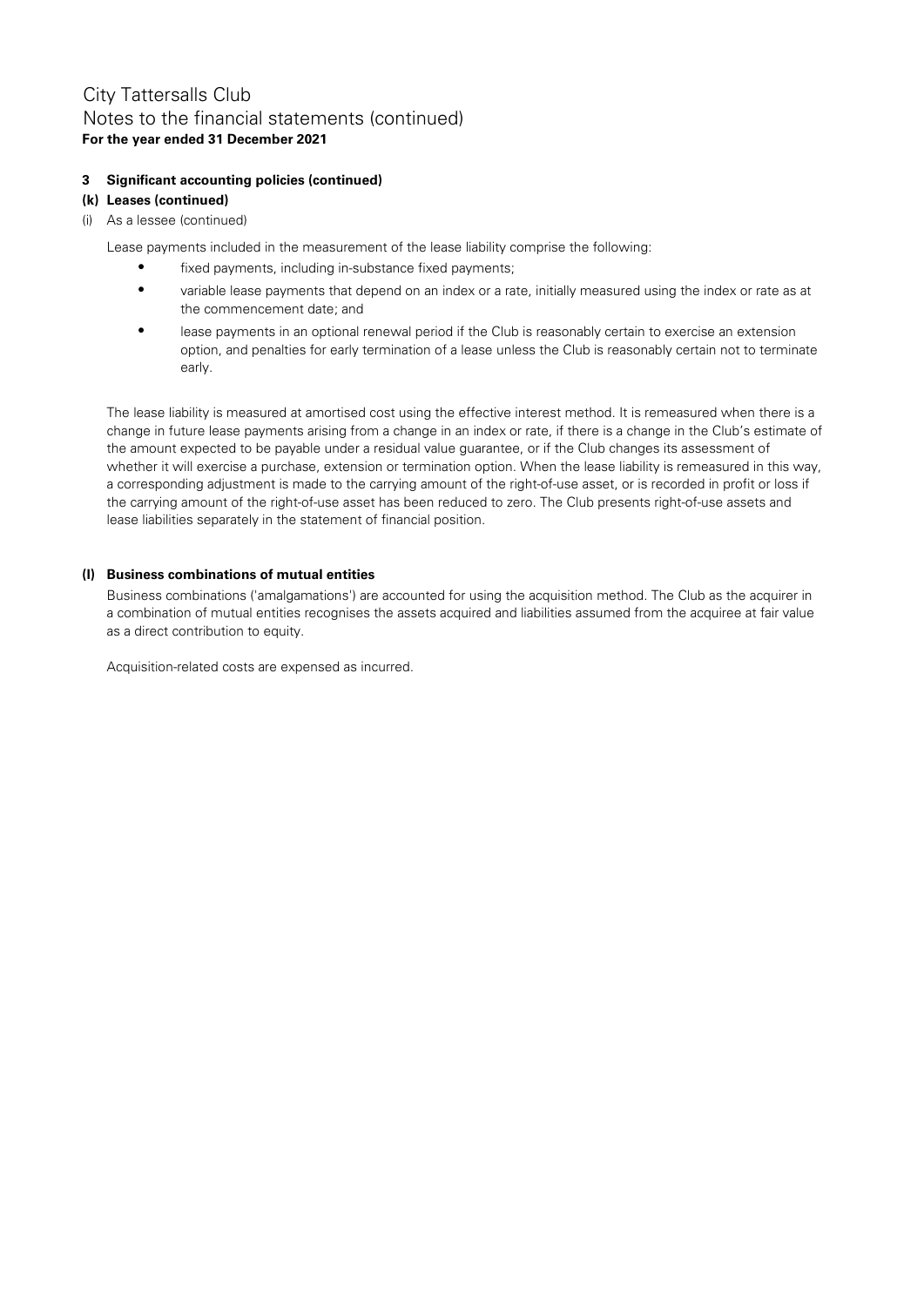# City Tattersalls Club

## Notes to the financial statements (continued)

**For the year ended 31 December 2021**

**3 Significant accounting policies (continued)**

**(k) Leases (continued)**

(i) As a lessee (continued)

Lease payments included in the measurement of the lease liability comprise the following:

- fixed payments, including in-substance fixed payments;
- variable lease payments that depend on an index or a rate, initially measured using the index or rate as at the commencement date; and
- lease payments in an optional renewal period if the Club is reasonably certain to exercise an extension option, and penalties for early termination of a lease unless the Club is reasonably certain not to terminate early.

The lease liability is measured at amortised cost using the effective interest method. It is remeasured when there is a change in future lease payments arising from a change in an index or rate, if there is a change in the Club's estimate of the amount expected to be payable under a residual value guarantee, or if the Club changes its assessment of whether it will exercise a purchase, extension or termination option. When the lease liability is remeasured in this way, a corresponding adjustment is made to the carrying amount of the right-of-use asset, or is recorded in profit or loss if the carrying amount of the right-of-use asset has been reduced to zero. The Club presents right-of-use assets and lease liabilities separately in the statement of financial position.

**(l) Business combinations of mutual entities**

Business combinations ('amalgamations') are accounted for using the acquisition method. The Club as the acquirer in a combination of mutual entities recognises the assets acquired and liabilities assumed from the acquiree at fair value as a direct contribution to equity.

Acquisition-related costs are expensed as incurred.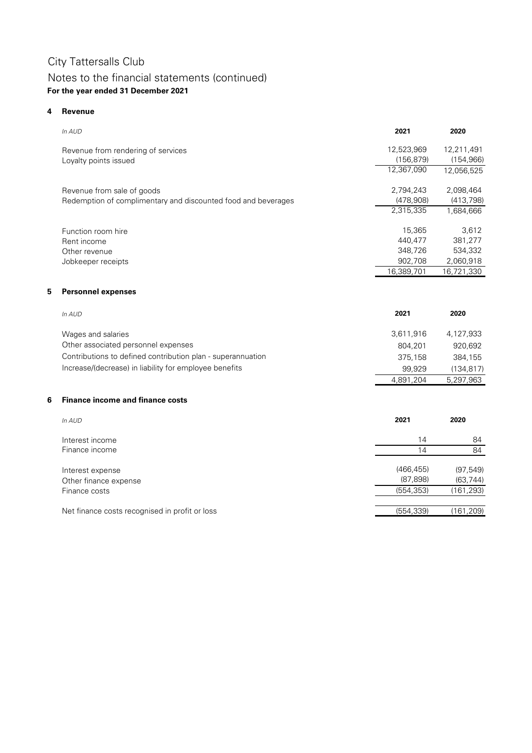# City Tattersalls Club

## Notes to the financial statements (continued)

**For the year ended 31 December 2021**

### 4 Revenue

| *In AUD* | **2021** | **2020** |
|---|---|---|
| Revenue from rendering of services | 12,523,969 | 12,211,491 |
| Loyalty points issued | (156,879) | (154,966) |
| | 12,367,090 | 12,056,525 |
| | | |
| Revenue from sale of goods | 2,794,243 | 2,098,464 |
| Redemption of complimentary and discounted food and beverages | (478,908) | (413,798) |
| | 2,315,335 | 1,684,666 |
| | | |
| Function room hire | 15,365 | 3,612 |
| Rent income | 440,477 | 381,277 |
| Other revenue | 348,726 | 534,332 |
| Jobkeeper receipts | 902,708 | 2,060,918 |
| | 16,389,701 | 16,721,330 |

### 5 Personnel expenses

| *In AUD* | **2021** | **2020** |
|---|---|---|
| Wages and salaries | 3,611,916 | 4,127,933 |
| Other associated personnel expenses | 804,201 | 920,692 |
| Contributions to defined contribution plan - superannuation | 375,158 | 384,155 |
| Increase/(decrease) in liability for employee benefits | 99,929 | (134,817) |
| | 4,891,204 | 5,297,963 |

### 6 Finance income and finance costs

| *In AUD* | **2021** | **2020** |
|---|---|---|
| Interest income | 14 | 84 |
| Finance income | 14 | 84 |
| | | |
| Interest expense | (466,455) | (97,549) |
| Other finance expense | (87,898) | (63,744) |
| Finance costs | (554,353) | (161,293) |
| | | |
| Net finance costs recognised in profit or loss | (554,339) | (161,209) |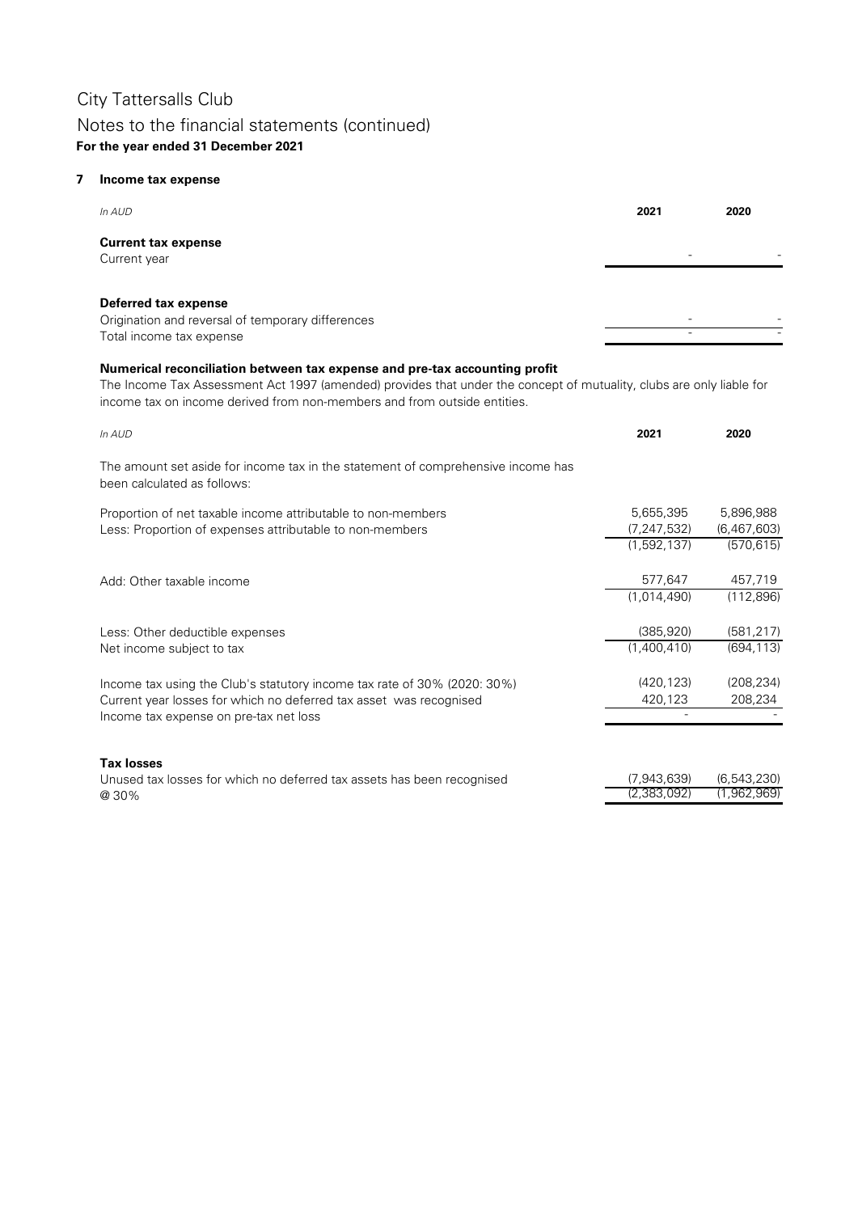# City Tattersalls Club

## Notes to the financial statements (continued)

**For the year ended 31 December 2021**

### 7 Income tax expense

| *In AUD* | 2021 | 2020 |
|---|---|---|
| **Current tax expense** | | |
| Current year | - | - |
| | | |
| **Deferred tax expense** | | |
| Origination and reversal of temporary differences | - | - |
| Total income tax expense | - | - |

**Numerical reconciliation between tax expense and pre-tax accounting profit**

The Income Tax Assessment Act 1997 (amended) provides that under the concept of mutuality, clubs are only liable for income tax on income derived from non-members and from outside entities.

| *In AUD* | 2021 | 2020 |
|---|---|---|
| The amount set aside for income tax in the statement of comprehensive income has been calculated as follows: | | |
| Proportion of net taxable income attributable to non-members | 5,655,395 | 5,896,988 |
| Less: Proportion of expenses attributable to non-members | (7,247,532) | (6,467,603) |
| | (1,592,137) | (570,615) |
| Add: Other taxable income | 577,647 | 457,719 |
| | (1,014,490) | (112,896) |
| Less: Other deductible expenses | (385,920) | (581,217) |
| Net income subject to tax | (1,400,410) | (694,113) |
| Income tax using the Club's statutory income tax rate of 30% (2020: 30%) | (420,123) | (208,234) |
| Current year losses for which no deferred tax asset was recognised | 420,123 | 208,234 |
| Income tax expense on pre-tax net loss | - | - |

**Tax losses**

| | 2021 | 2020 |
|---|---|---|
| Unused tax losses for which no deferred tax assets has been recognised | (7,943,639) | (6,543,230) |
| @ 30% | (2,383,092) | (1,962,969) |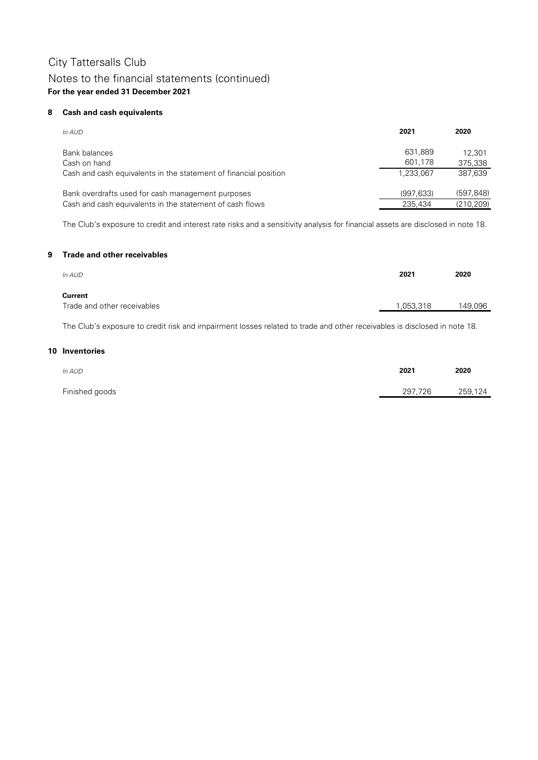City Tattersalls Club

Notes to the financial statements (continued)

**For the year ended 31 December 2021**

## 8 Cash and cash equivalents

| *In AUD* | **2021** | **2020** |
|---|---|---|
| Bank balances | 631,889 | 12,301 |
| Cash on hand | 601,178 | 375,338 |
| Cash and cash equivalents in the statement of financial position | 1,233,067 | 387,639 |
| Bank overdrafts used for cash management purposes | (997,633) | (597,848) |
| Cash and cash equivalents in the statement of cash flows | 235,434 | (210,209) |

The Club's exposure to credit and interest rate risks and a sensitivity analysis for financial assets are disclosed in note 18.

## 9 Trade and other receivables

| *In AUD* | **2021** | **2020** |
|---|---|---|
| **Current** | | |
| Trade and other receivables | 1,053,318 | 149,096 |

The Club's exposure to credit risk and impairment losses related to trade and other receivables is disclosed in note 18.

## 10 Inventories

| *In AUD* | **2021** | **2020** |
|---|---|---|
| Finished goods | 297,726 | 259,124 |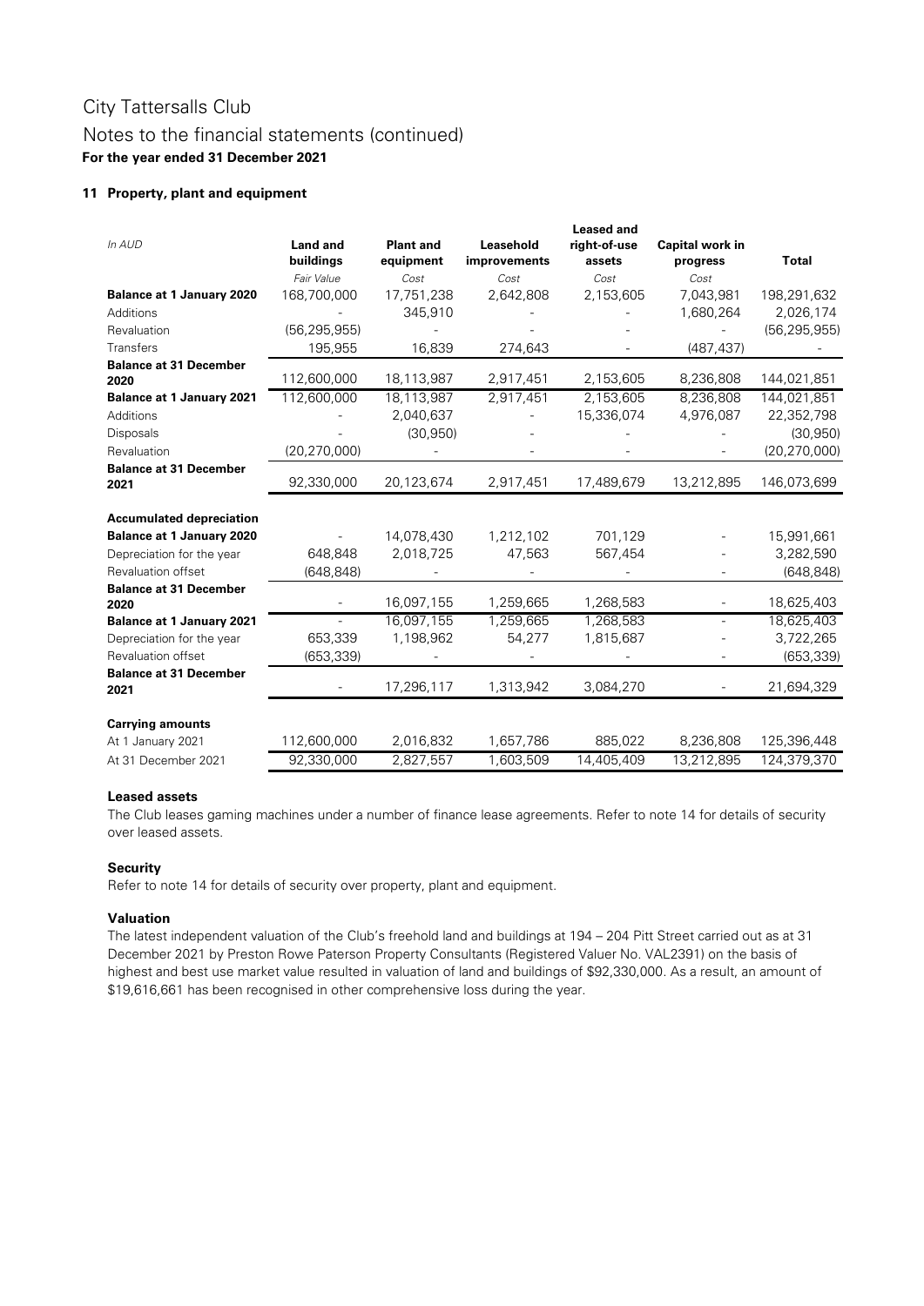# City Tattersalls Club

## Notes to the financial statements (continued)

**For the year ended 31 December 2021**

### 11 Property, plant and equipment

| In AUD | Land and buildings | Plant and equipment | Leasehold improvements | Leased and right-of-use assets | Capital work in progress | Total |
|---|---|---|---|---|---|---|
| | *Fair Value* | *Cost* | *Cost* | *Cost* | *Cost* | |
| **Balance at 1 January 2020** | 168,700,000 | 17,751,238 | 2,642,808 | 2,153,605 | 7,043,981 | 198,291,632 |
| Additions | - | 345,910 | - | - | 1,680,264 | 2,026,174 |
| Revaluation | (56,295,955) | - | - | - | - | (56,295,955) |
| Transfers | 195,955 | 16,839 | 274,643 | - | (487,437) | - |
| **Balance at 31 December 2020** | 112,600,000 | 18,113,987 | 2,917,451 | 2,153,605 | 8,236,808 | 144,021,851 |
| **Balance at 1 January 2021** | 112,600,000 | 18,113,987 | 2,917,451 | 2,153,605 | 8,236,808 | 144,021,851 |
| Additions | - | 2,040,637 | - | 15,336,074 | 4,976,087 | 22,352,798 |
| Disposals | - | (30,950) | - | - | - | (30,950) |
| Revaluation | (20,270,000) | - | - | - | - | (20,270,000) |
| **Balance at 31 December 2021** | 92,330,000 | 20,123,674 | 2,917,451 | 17,489,679 | 13,212,895 | 146,073,699 |
| | | | | | | |
| **Accumulated depreciation** | | | | | | |
| **Balance at 1 January 2020** | - | 14,078,430 | 1,212,102 | 701,129 | - | 15,991,661 |
| Depreciation for the year | 648,848 | 2,018,725 | 47,563 | 567,454 | - | 3,282,590 |
| Revaluation offset | (648,848) | - | - | - | - | (648,848) |
| **Balance at 31 December 2020** | - | 16,097,155 | 1,259,665 | 1,268,583 | - | 18,625,403 |
| **Balance at 1 January 2021** | - | 16,097,155 | 1,259,665 | 1,268,583 | - | 18,625,403 |
| Depreciation for the year | 653,339 | 1,198,962 | 54,277 | 1,815,687 | - | 3,722,265 |
| Revaluation offset | (653,339) | - | - | - | - | (653,339) |
| **Balance at 31 December 2021** | - | 17,296,117 | 1,313,942 | 3,084,270 | - | 21,694,329 |
| | | | | | | |
| **Carrying amounts** | | | | | | |
| At 1 January 2021 | 112,600,000 | 2,016,832 | 1,657,786 | 885,022 | 8,236,808 | 125,396,448 |
| At 31 December 2021 | 92,330,000 | 2,827,557 | 1,603,509 | 14,405,409 | 13,212,895 | 124,379,370 |

#### Leased assets

The Club leases gaming machines under a number of finance lease agreements. Refer to note 14 for details of security over leased assets.

#### Security

Refer to note 14 for details of security over property, plant and equipment.

#### Valuation

The latest independent valuation of the Club's freehold land and buildings at 194 – 204 Pitt Street carried out as at 31 December 2021 by Preston Rowe Paterson Property Consultants (Registered Valuer No. VAL2391) on the basis of highest and best use market value resulted in valuation of land and buildings of $92,330,000. As a result, an amount of $19,616,661 has been recognised in other comprehensive loss during the year.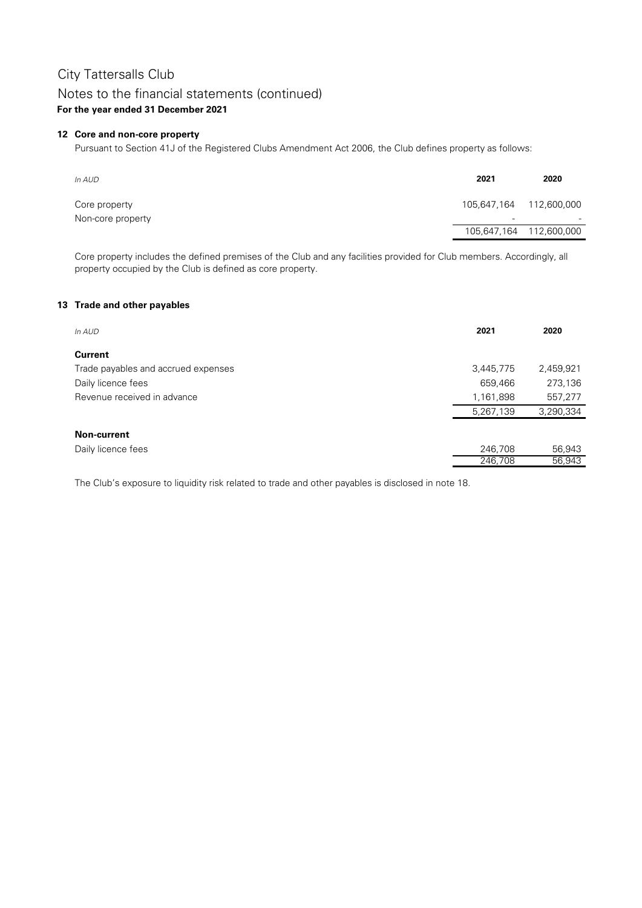# City Tattersalls Club

## Notes to the financial statements (continued)

**For the year ended 31 December 2021**

### 12 Core and non-core property

Pursuant to Section 41J of the Registered Clubs Amendment Act 2006, the Club defines property as follows:

| *In AUD* | **2021** | **2020** |
|---|---|---|
| Core property | 105,647,164 | 112,600,000 |
| Non-core property | - | - |
| | 105,647,164 | 112,600,000 |

Core property includes the defined premises of the Club and any facilities provided for Club members. Accordingly, all property occupied by the Club is defined as core property.

### 13 Trade and other payables

| *In AUD* | **2021** | **2020** |
|---|---|---|
| **Current** | | |
| Trade payables and accrued expenses | 3,445,775 | 2,459,921 |
| Daily licence fees | 659,466 | 273,136 |
| Revenue received in advance | 1,161,898 | 557,277 |
| | 5,267,139 | 3,290,334 |
| **Non-current** | | |
| Daily licence fees | 246,708 | 56,943 |
| | 246,708 | 56,943 |

The Club's exposure to liquidity risk related to trade and other payables is disclosed in note 18.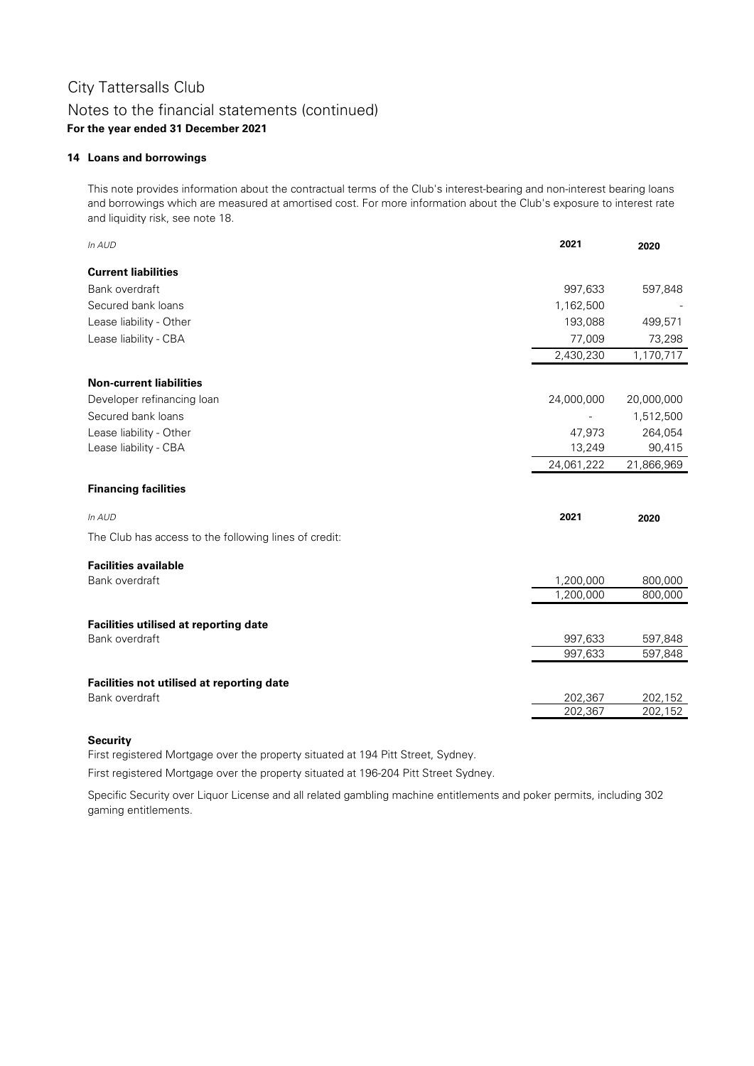City Tattersalls Club

Notes to the financial statements (continued)

**For the year ended 31 December 2021**

## 14 Loans and borrowings

This note provides information about the contractual terms of the Club's interest-bearing and non-interest bearing loans and borrowings which are measured at amortised cost. For more information about the Club's exposure to interest rate and liquidity risk, see note 18.

| *In AUD* | **2021** | **2020** |
|---|---|---|
| **Current liabilities** | | |
| Bank overdraft | 997,633 | 597,848 |
| Secured bank loans | 1,162,500 | - |
| Lease liability - Other | 193,088 | 499,571 |
| Lease liability - CBA | 77,009 | 73,298 |
| | 2,430,230 | 1,170,717 |
| **Non-current liabilities** | | |
| Developer refinancing loan | 24,000,000 | 20,000,000 |
| Secured bank loans | - | 1,512,500 |
| Lease liability - Other | 47,973 | 264,054 |
| Lease liability - CBA | 13,249 | 90,415 |
| | 24,061,222 | 21,866,969 |

### Financing facilities

| *In AUD* | **2021** | **2020** |
|---|---|---|
| The Club has access to the following lines of credit: | | |
| **Facilities available** | | |
| Bank overdraft | 1,200,000 | 800,000 |
| | 1,200,000 | 800,000 |
| **Facilities utilised at reporting date** | | |
| Bank overdraft | 997,633 | 597,848 |
| | 997,633 | 597,848 |
| **Facilities not utilised at reporting date** | | |
| Bank overdraft | 202,367 | 202,152 |
| | 202,367 | 202,152 |

### Security

First registered Mortgage over the property situated at 194 Pitt Street, Sydney.

First registered Mortgage over the property situated at 196-204 Pitt Street Sydney.

Specific Security over Liquor License and all related gambling machine entitlements and poker permits, including 302 gaming entitlements.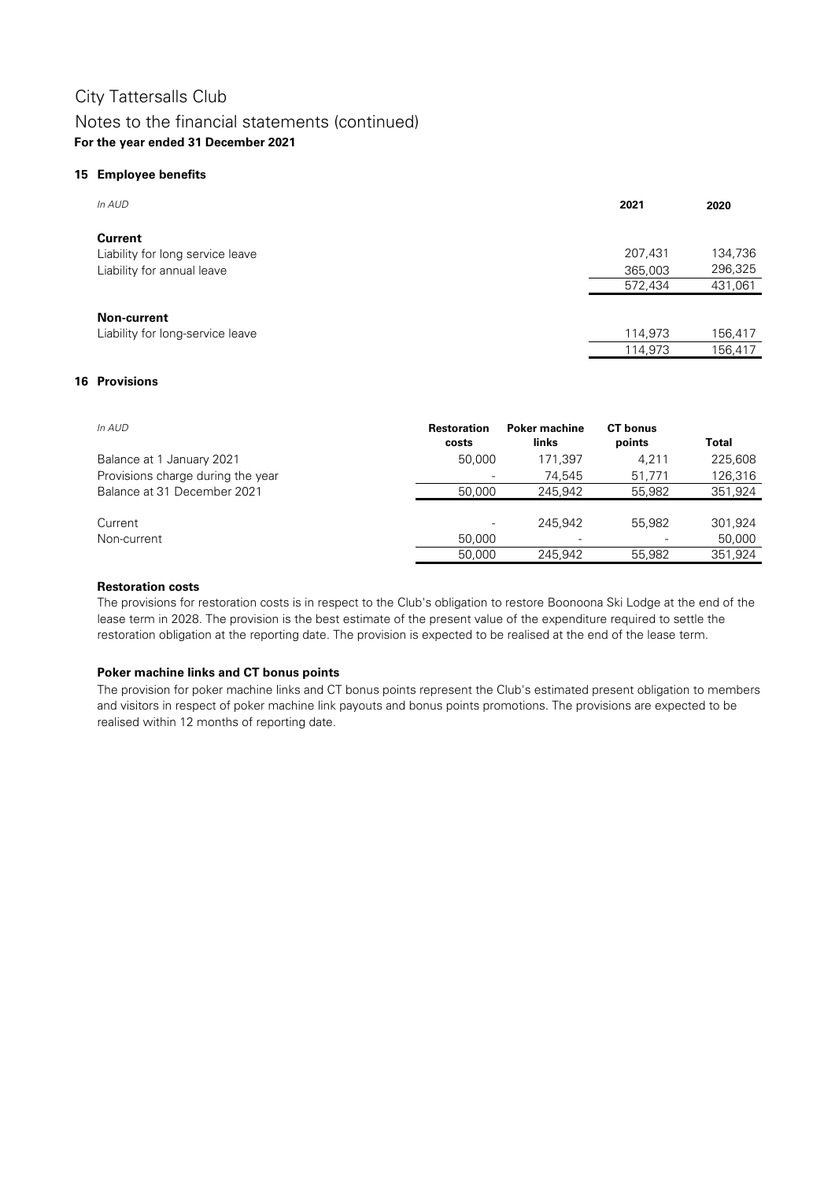# City Tattersalls Club

## Notes to the financial statements (continued)

**For the year ended 31 December 2021**

### 15 Employee benefits

| *In AUD* | **2021** | **2020** |
|---|---|---|
| **Current** | | |
| Liability for long service leave | 207,431 | 134,736 |
| Liability for annual leave | 365,003 | 296,325 |
| | 572,434 | 431,061 |
| **Non-current** | | |
| Liability for long-service leave | 114,973 | 156,417 |
| | 114,973 | 156,417 |

### 16 Provisions

| *In AUD* | **Restoration costs** | **Poker machine links** | **CT bonus points** | **Total** |
|---|---|---|---|---|
| Balance at 1 January 2021 | 50,000 | 171,397 | 4,211 | 225,608 |
| Provisions charge during the year | - | 74,545 | 51,771 | 126,316 |
| Balance at 31 December 2021 | 50,000 | 245,942 | 55,982 | 351,924 |
| Current | - | 245,942 | 55,982 | 301,924 |
| Non-current | 50,000 | - | - | 50,000 |
| | 50,000 | 245,942 | 55,982 | 351,924 |

**Restoration costs**

The provisions for restoration costs is in respect to the Club's obligation to restore Boonoona Ski Lodge at the end of the lease term in 2028. The provision is the best estimate of the present value of the expenditure required to settle the restoration obligation at the reporting date. The provision is expected to be realised at the end of the lease term.

**Poker machine links and CT bonus points**

The provision for poker machine links and CT bonus points represent the Club's estimated present obligation to members and visitors in respect of poker machine link payouts and bonus points promotions. The provisions are expected to be realised within 12 months of reporting date.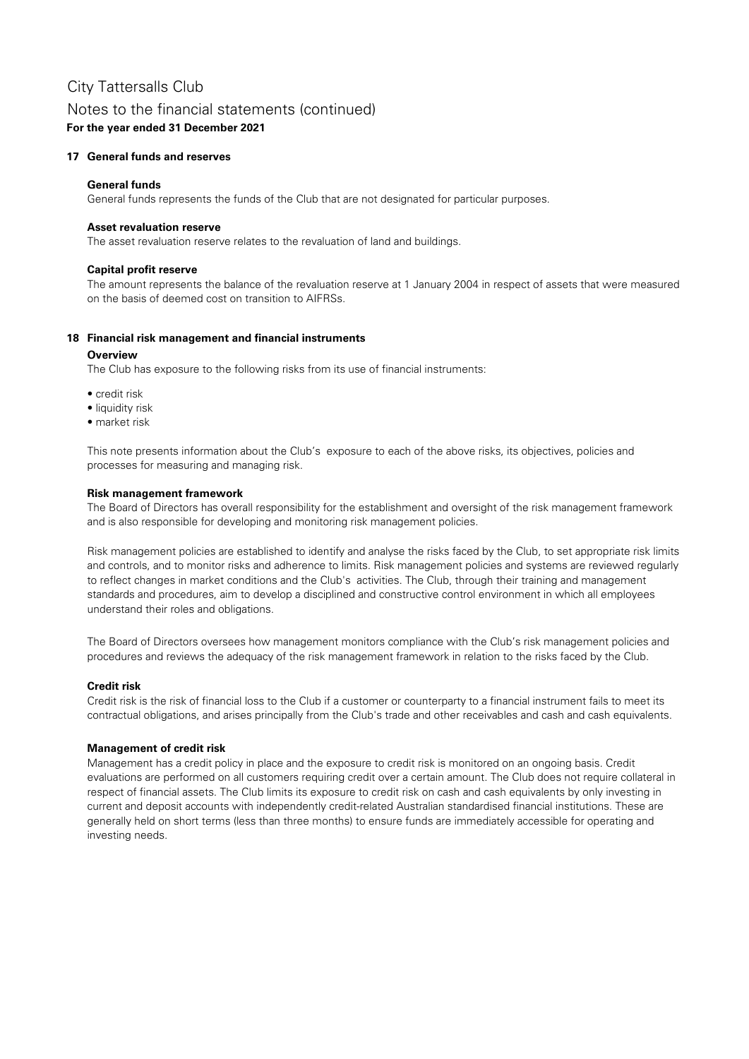## 17 General funds and reserves

**General funds**

General funds represents the funds of the Club that are not designated for particular purposes.

**Asset revaluation reserve**

The asset revaluation reserve relates to the revaluation of land and buildings.

**Capital profit reserve**

The amount represents the balance of the revaluation reserve at 1 January 2004 in respect of assets that were measured on the basis of deemed cost on transition to AIFRSs.

## 18 Financial risk management and financial instruments

**Overview**

The Club has exposure to the following risks from its use of financial instruments:

- credit risk
- liquidity risk
- market risk

This note presents information about the Club's exposure to each of the above risks, its objectives, policies and processes for measuring and managing risk.

**Risk management framework**

The Board of Directors has overall responsibility for the establishment and oversight of the risk management framework and is also responsible for developing and monitoring risk management policies.

Risk management policies are established to identify and analyse the risks faced by the Club, to set appropriate risk limits and controls, and to monitor risks and adherence to limits. Risk management policies and systems are reviewed regularly to reflect changes in market conditions and the Club's activities. The Club, through their training and management standards and procedures, aim to develop a disciplined and constructive control environment in which all employees understand their roles and obligations.

The Board of Directors oversees how management monitors compliance with the Club's risk management policies and procedures and reviews the adequacy of the risk management framework in relation to the risks faced by the Club.

**Credit risk**

Credit risk is the risk of financial loss to the Club if a customer or counterparty to a financial instrument fails to meet its contractual obligations, and arises principally from the Club's trade and other receivables and cash and cash equivalents.

**Management of credit risk**

Management has a credit policy in place and the exposure to credit risk is monitored on an ongoing basis. Credit evaluations are performed on all customers requiring credit over a certain amount. The Club does not require collateral in respect of financial assets. The Club limits its exposure to credit risk on cash and cash equivalents by only investing in current and deposit accounts with independently credit-related Australian standardised financial institutions. These are generally held on short terms (less than three months) to ensure funds are immediately accessible for operating and investing needs.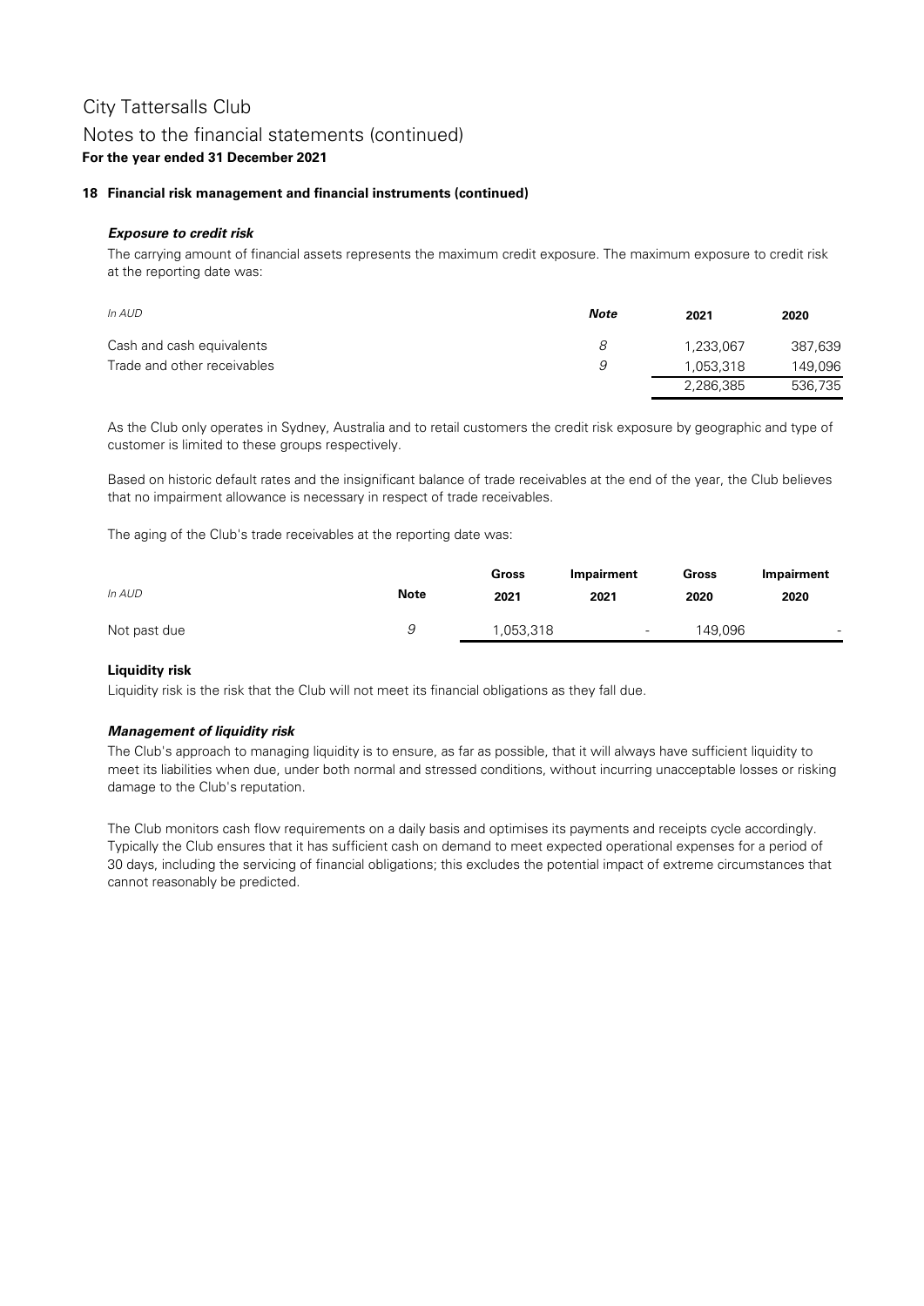## 18 Financial risk management and financial instruments (continued)

### *Exposure to credit risk*

The carrying amount of financial assets represents the maximum credit exposure. The maximum exposure to credit risk at the reporting date was:

| *In AUD* | *Note* | 2021 | 2020 |
|---|---|---|---|
| Cash and cash equivalents | *8* | 1,233,067 | 387,639 |
| Trade and other receivables | *9* | 1,053,318 | 149,096 |
| | | 2,286,385 | 536,735 |

As the Club only operates in Sydney, Australia and to retail customers the credit risk exposure by geographic and type of customer is limited to these groups respectively.

Based on historic default rates and the insignificant balance of trade receivables at the end of the year, the Club believes that no impairment allowance is necessary in respect of trade receivables.

The aging of the Club's trade receivables at the reporting date was:

| *In AUD* | Note | Gross 2021 | Impairment 2021 | Gross 2020 | Impairment 2020 |
|---|---|---|---|---|---|
| Not past due | *9* | 1,053,318 | - | 149,096 | - |

### Liquidity risk

Liquidity risk is the risk that the Club will not meet its financial obligations as they fall due.

### *Management of liquidity risk*

The Club's approach to managing liquidity is to ensure, as far as possible, that it will always have sufficient liquidity to meet its liabilities when due, under both normal and stressed conditions, without incurring unacceptable losses or risking damage to the Club's reputation.

The Club monitors cash flow requirements on a daily basis and optimises its payments and receipts cycle accordingly. Typically the Club ensures that it has sufficient cash on demand to meet expected operational expenses for a period of 30 days, including the servicing of financial obligations; this excludes the potential impact of extreme circumstances that cannot reasonably be predicted.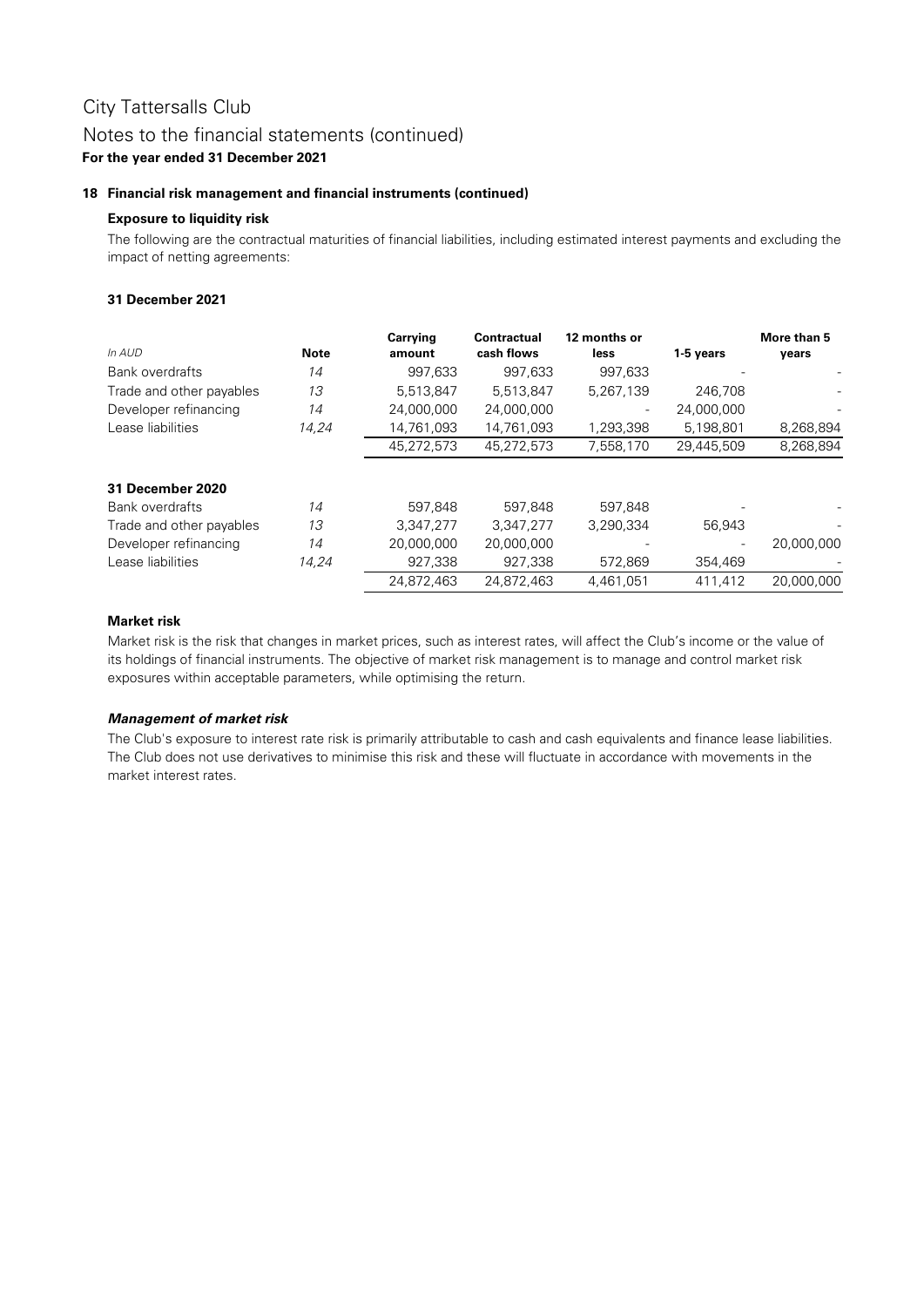# City Tattersalls Club

## Notes to the financial statements (continued)

**For the year ended 31 December 2021**

### 18 Financial risk management and financial instruments (continued)

**Exposure to liquidity risk**

The following are the contractual maturities of financial liabilities, including estimated interest payments and excluding the impact of netting agreements:

**31 December 2021**

| *In AUD* | **Note** | **Carrying amount** | **Contractual cash flows** | **12 months or less** | **1-5 years** | **More than 5 years** |
|---|---|---|---|---|---|---|
| Bank overdrafts | *14* | 997,633 | 997,633 | 997,633 | - | - |
| Trade and other payables | *13* | 5,513,847 | 5,513,847 | 5,267,139 | 246,708 | - |
| Developer refinancing | *14* | 24,000,000 | 24,000,000 | - | 24,000,000 | - |
| Lease liabilities | *14,24* | 14,761,093 | 14,761,093 | 1,293,398 | 5,198,801 | 8,268,894 |
| | | 45,272,573 | 45,272,573 | 7,558,170 | 29,445,509 | 8,268,894 |
| **31 December 2020** | | | | | | |
| Bank overdrafts | *14* | 597,848 | 597,848 | 597,848 | - | - |
| Trade and other payables | *13* | 3,347,277 | 3,347,277 | 3,290,334 | 56,943 | - |
| Developer refinancing | *14* | 20,000,000 | 20,000,000 | - | - | 20,000,000 |
| Lease liabilities | *14,24* | 927,338 | 927,338 | 572,869 | 354,469 | - |
| | | 24,872,463 | 24,872,463 | 4,461,051 | 411,412 | 20,000,000 |

**Market risk**

Market risk is the risk that changes in market prices, such as interest rates, will affect the Club's income or the value of its holdings of financial instruments. The objective of market risk management is to manage and control market risk exposures within acceptable parameters, while optimising the return.

***Management of market risk***

The Club's exposure to interest rate risk is primarily attributable to cash and cash equivalents and finance lease liabilities. The Club does not use derivatives to minimise this risk and these will fluctuate in accordance with movements in the market interest rates.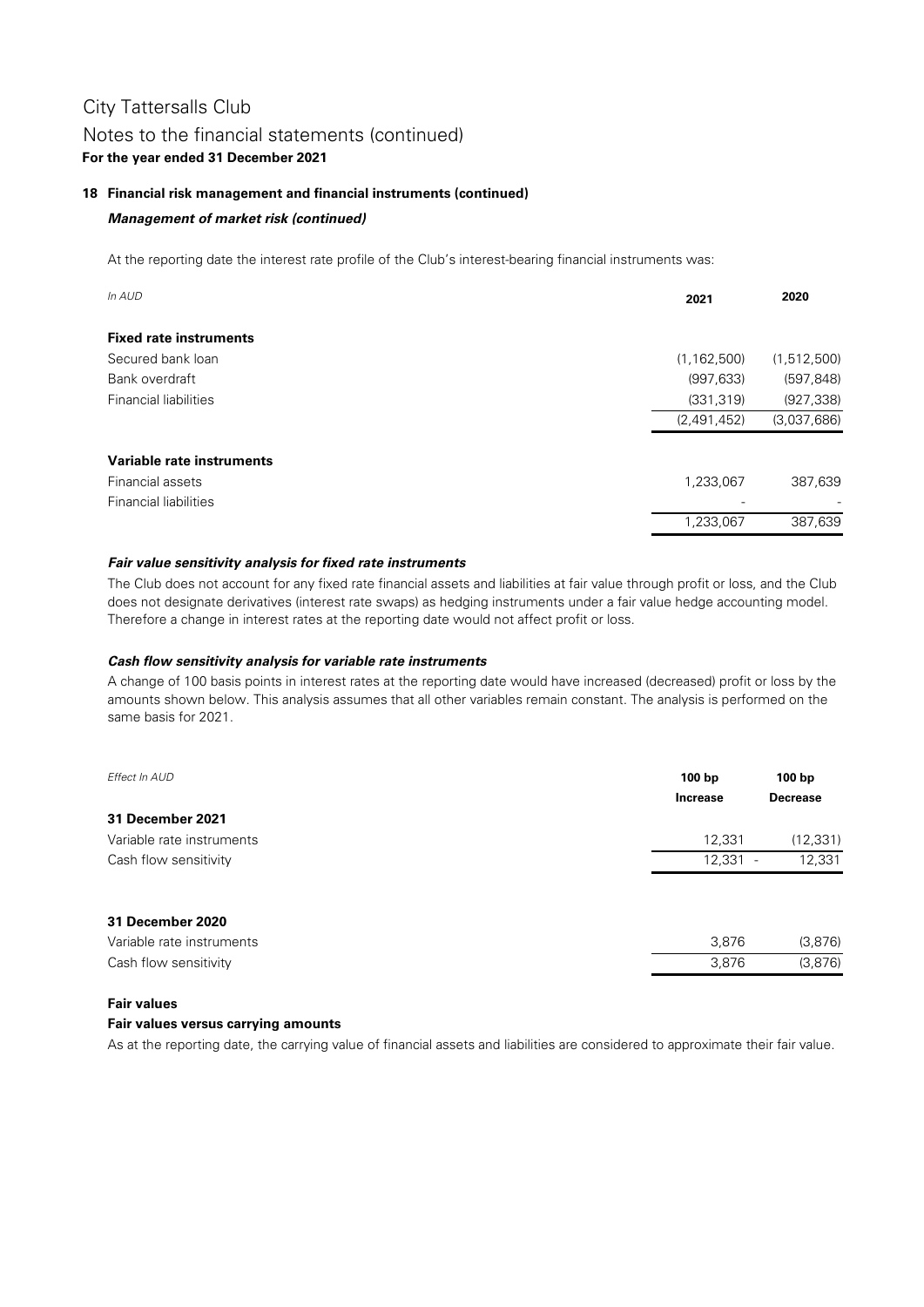City Tattersalls Club

Notes to the financial statements (continued)

**For the year ended 31 December 2021**

**18 Financial risk management and financial instruments (continued)**

***Management of market risk (continued)***

At the reporting date the interest rate profile of the Club's interest-bearing financial instruments was:

| *In AUD* | 2021 | 2020 |
|---|---|---|
| **Fixed rate instruments** | | |
| Secured bank loan | (1,162,500) | (1,512,500) |
| Bank overdraft | (997,633) | (597,848) |
| Financial liabilities | (331,319) | (927,338) |
| | (2,491,452) | (3,037,686) |
| **Variable rate instruments** | | |
| Financial assets | 1,233,067 | 387,639 |
| Financial liabilities | - | - |
| | 1,233,067 | 387,639 |

***Fair value sensitivity analysis for fixed rate instruments***

The Club does not account for any fixed rate financial assets and liabilities at fair value through profit or loss, and the Club does not designate derivatives (interest rate swaps) as hedging instruments under a fair value hedge accounting model. Therefore a change in interest rates at the reporting date would not affect profit or loss.

***Cash flow sensitivity analysis for variable rate instruments***

A change of 100 basis points in interest rates at the reporting date would have increased (decreased) profit or loss by the amounts shown below. This analysis assumes that all other variables remain constant. The analysis is performed on the same basis for 2021.

| *Effect In AUD* | 100 bp Increase | 100 bp Decrease |
|---|---|---|
| **31 December 2021** | | |
| Variable rate instruments | 12,331 | (12,331) |
| Cash flow sensitivity | 12,331 - | 12,331 |
| **31 December 2020** | | |
| Variable rate instruments | 3,876 | (3,876) |
| Cash flow sensitivity | 3,876 | (3,876) |

**Fair values**

**Fair values versus carrying amounts**

As at the reporting date, the carrying value of financial assets and liabilities are considered to approximate their fair value.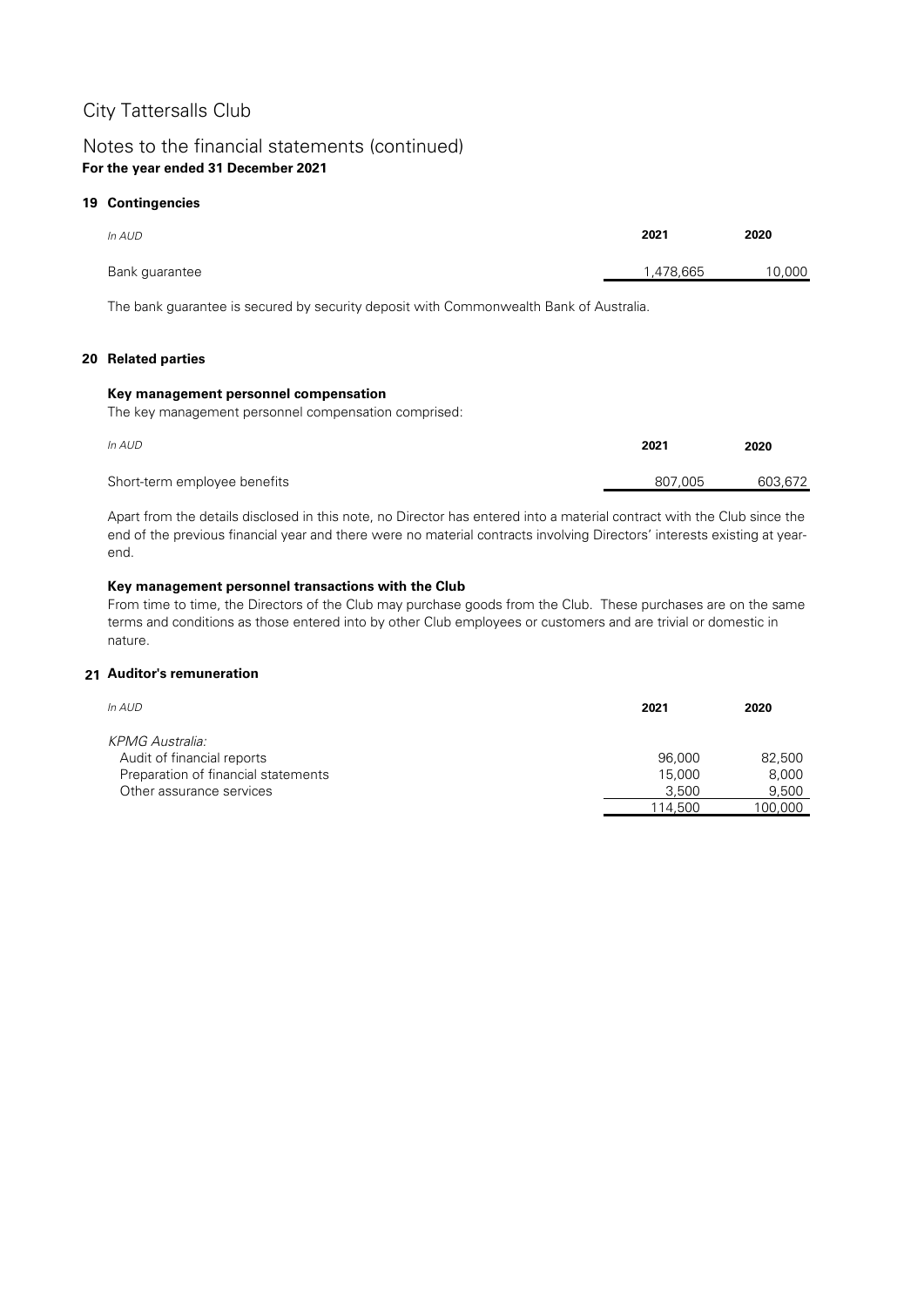# City Tattersalls Club

## Notes to the financial statements (continued)

**For the year ended 31 December 2021**

### 19 Contingencies

| *In AUD* | 2021 | 2020 |
|---|---|---|
| Bank guarantee | 1,478,665 | 10,000 |

The bank guarantee is secured by security deposit with Commonwealth Bank of Australia.

### 20 Related parties

**Key management personnel compensation**

The key management personnel compensation comprised:

| *In AUD* | 2021 | 2020 |
|---|---|---|
| Short-term employee benefits | 807,005 | 603,672 |

Apart from the details disclosed in this note, no Director has entered into a material contract with the Club since the end of the previous financial year and there were no material contracts involving Directors' interests existing at year-end.

**Key management personnel transactions with the Club**

From time to time, the Directors of the Club may purchase goods from the Club. These purchases are on the same terms and conditions as those entered into by other Club employees or customers and are trivial or domestic in nature.

### 21 Auditor's remuneration

| *In AUD* | 2021 | 2020 |
|---|---|---|
| *KPMG Australia:* | | |
| Audit of financial reports | 96,000 | 82,500 |
| Preparation of financial statements | 15,000 | 8,000 |
| Other assurance services | 3,500 | 9,500 |
| | 114,500 | 100,000 |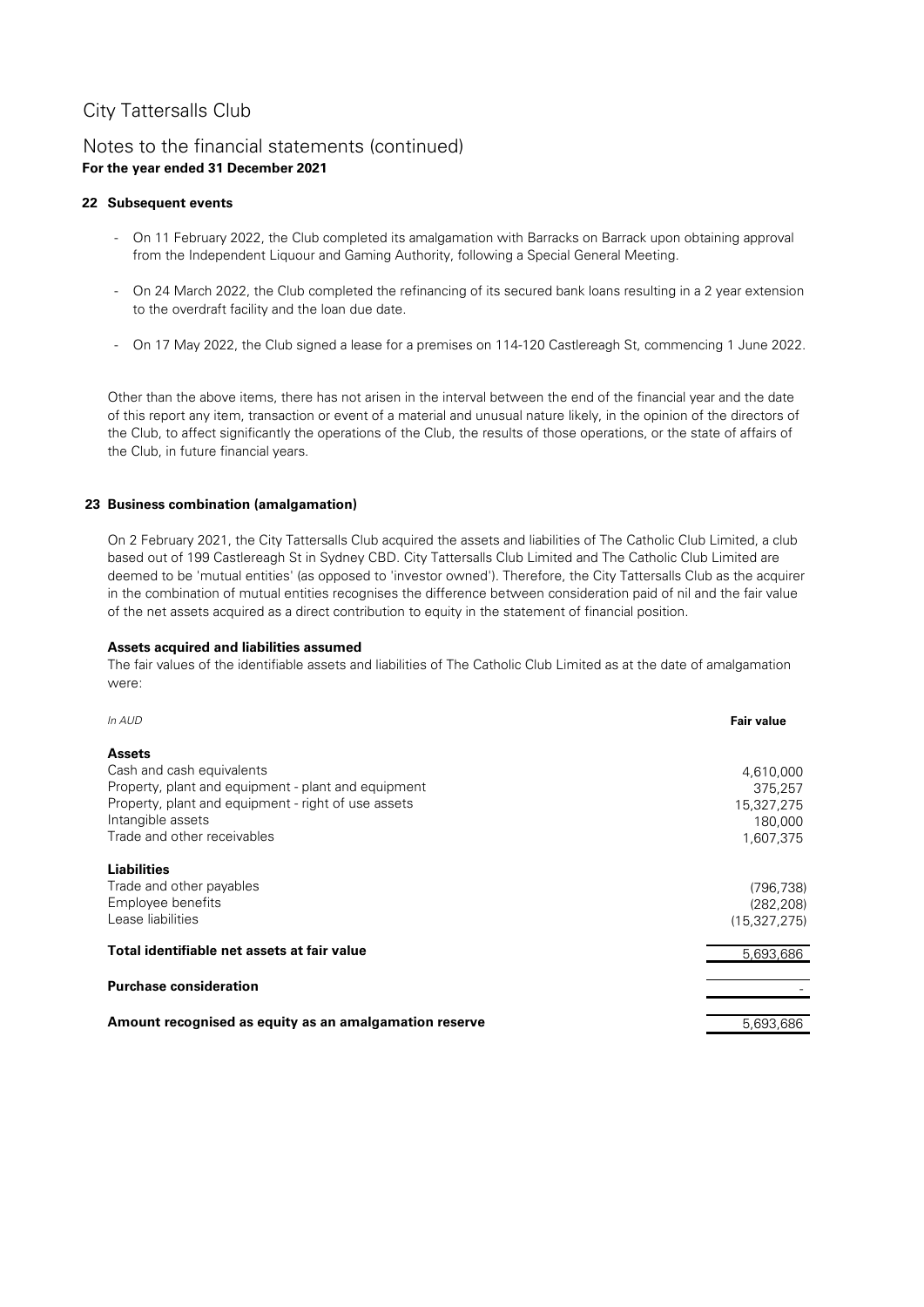# City Tattersalls Club

## Notes to the financial statements (continued)

**For the year ended 31 December 2021**

### 22 Subsequent events

- On 11 February 2022, the Club completed its amalgamation with Barracks on Barrack upon obtaining approval from the Independent Liquour and Gaming Authority, following a Special General Meeting.
- On 24 March 2022, the Club completed the refinancing of its secured bank loans resulting in a 2 year extension to the overdraft facility and the loan due date.
- On 17 May 2022, the Club signed a lease for a premises on 114-120 Castlereagh St, commencing 1 June 2022.

Other than the above items, there has not arisen in the interval between the end of the financial year and the date of this report any item, transaction or event of a material and unusual nature likely, in the opinion of the directors of the Club, to affect significantly the operations of the Club, the results of those operations, or the state of affairs of the Club, in future financial years.

### 23 Business combination (amalgamation)

On 2 February 2021, the City Tattersalls Club acquired the assets and liabilities of The Catholic Club Limited, a club based out of 199 Castlereagh St in Sydney CBD. City Tattersalls Club Limited and The Catholic Club Limited are deemed to be 'mutual entities' (as opposed to 'investor owned'). Therefore, the City Tattersalls Club as the acquirer in the combination of mutual entities recognises the difference between consideration paid of nil and the fair value of the net assets acquired as a direct contribution to equity in the statement of financial position.

**Assets acquired and liabilities assumed**

The fair values of the identifiable assets and liabilities of The Catholic Club Limited as at the date of amalgamation were:

| *In AUD* | **Fair value** |
|---|---|
| **Assets** | |
| Cash and cash equivalents | 4,610,000 |
| Property, plant and equipment - plant and equipment | 375,257 |
| Property, plant and equipment - right of use assets | 15,327,275 |
| Intangible assets | 180,000 |
| Trade and other receivables | 1,607,375 |
| **Liabilities** | |
| Trade and other payables | (796,738) |
| Employee benefits | (282,208) |
| Lease liabilities | (15,327,275) |
| **Total identifiable net assets at fair value** | 5,693,686 |
| **Purchase consideration** | - |
| **Amount recognised as equity as an amalgamation reserve** | 5,693,686 |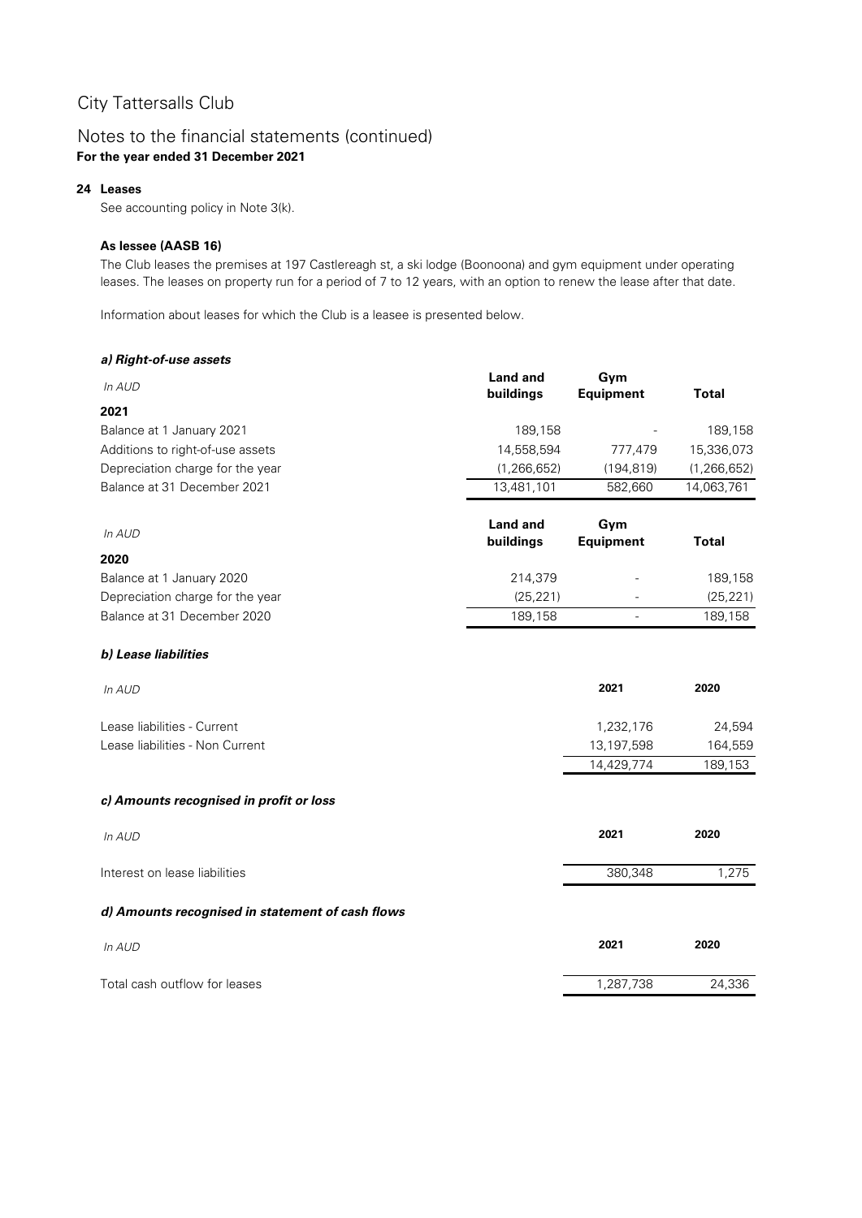# City Tattersalls Club

## Notes to the financial statements (continued)

**For the year ended 31 December 2021**

### 24 Leases

See accounting policy in Note 3(k).

#### As lessee (AASB 16)

The Club leases the premises at 197 Castlereagh st, a ski lodge (Boonoona) and gym equipment under operating leases. The leases on property run for a period of 7 to 12 years, with an option to renew the lease after that date.

Information about leases for which the Club is a leasee is presented below.

***a) Right-of-use assets***

| *In AUD* | **Land and buildings** | **Gym Equipment** | **Total** |
|---|---|---|---|
| **2021** | | | |
| Balance at 1 January 2021 | 189,158 | - | 189,158 |
| Additions to right-of-use assets | 14,558,594 | 777,479 | 15,336,073 |
| Depreciation charge for the year | (1,266,652) | (194,819) | (1,266,652) |
| Balance at 31 December 2021 | 13,481,101 | 582,660 | 14,063,761 |

| *In AUD* | **Land and buildings** | **Gym Equipment** | **Total** |
|---|---|---|---|
| **2020** | | | |
| Balance at 1 January 2020 | 214,379 | - | 189,158 |
| Depreciation charge for the year | (25,221) | - | (25,221) |
| Balance at 31 December 2020 | 189,158 | - | 189,158 |

***b) Lease liabilities***

| *In AUD* | **2021** | **2020** |
|---|---|---|
| Lease liabilities - Current | 1,232,176 | 24,594 |
| Lease liabilities - Non Current | 13,197,598 | 164,559 |
| | 14,429,774 | 189,153 |

***c) Amounts recognised in profit or loss***

| *In AUD* | **2021** | **2020** |
|---|---|---|
| Interest on lease liabilities | 380,348 | 1,275 |

***d) Amounts recognised in statement of cash flows***

| *In AUD* | **2021** | **2020** |
|---|---|---|
| Total cash outflow for leases | 1,287,738 | 24,336 |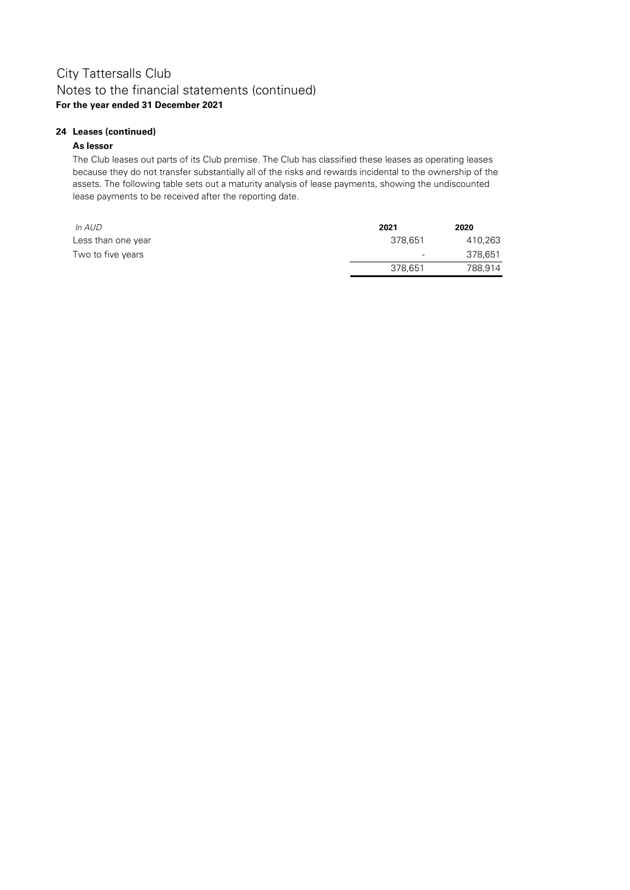# City Tattersalls Club

## Notes to the financial statements (continued)

**For the year ended 31 December 2021**

### 24 Leases (continued)

#### As lessor

The Club leases out parts of its Club premise. The Club has classified these leases as operating leases because they do not transfer substantially all of the risks and rewards incidental to the ownership of the assets. The following table sets out a maturity analysis of lease payments, showing the undiscounted lease payments to be received after the reporting date.

| *In AUD* | **2021** | **2020** |
|---|---|---|
| Less than one year | 378,651 | 410,263 |
| Two to five years | - | 378,651 |
| | 378,651 | 788,914 |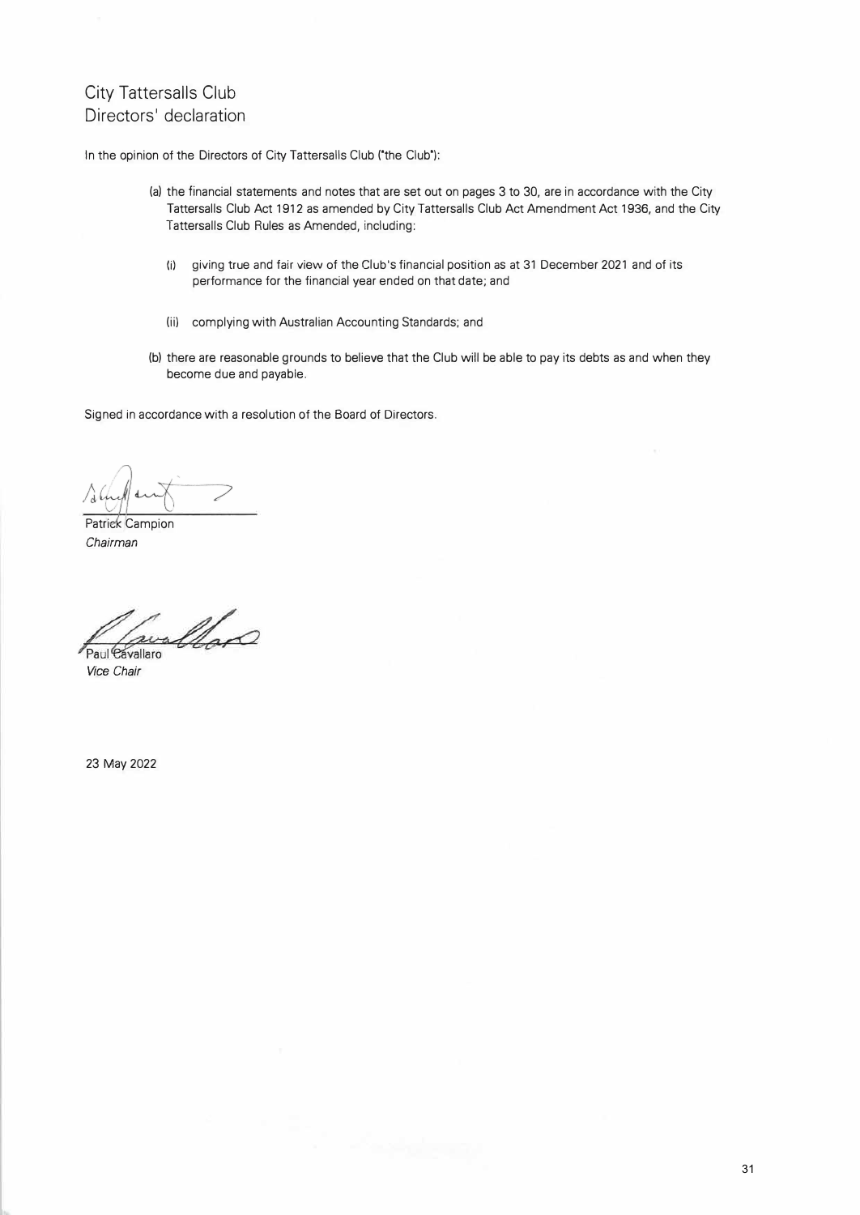# City Tattersalls Club
## Directors' declaration

In the opinion of the Directors of City Tattersalls Club ("the Club"):

(a) the financial statements and notes that are set out on pages 3 to 30, are in accordance with the City Tattersalls Club Act 1912 as amended by City Tattersalls Club Act Amendment Act 1936, and the City Tattersalls Club Rules as Amended, including:

(i) giving true and fair view of the Club's financial position as at 31 December 2021 and of its performance for the financial year ended on that date; and

(ii) complying with Australian Accounting Standards; and

(b) there are reasonable grounds to believe that the Club will be able to pay its debts as and when they become due and payable.

Signed in accordance with a resolution of the Board of Directors.

Patrick Campion
*Chairman*

Paul Cavallaro
*Vice Chair*

23 May 2022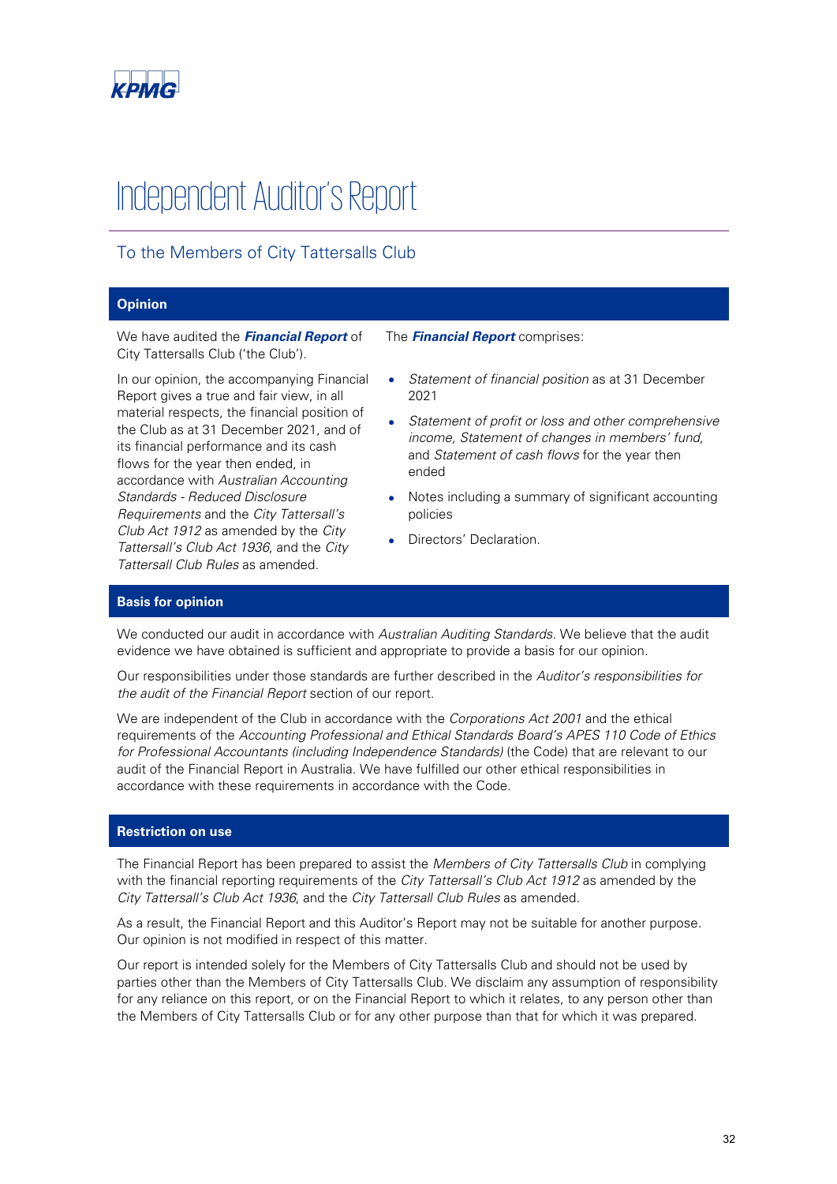KPMG

# Independent Auditor's Report

## To the Members of City Tattersalls Club

### Opinion

We have audited the ***Financial Report*** of City Tattersalls Club ('the Club').

In our opinion, the accompanying Financial Report gives a true and fair view, in all material respects, the financial position of the Club as at 31 December 2021, and of its financial performance and its cash flows for the year then ended, in accordance with *Australian Accounting Standards - Reduced Disclosure Requirements* and the *City Tattersall's Club Act 1912* as amended by the *City Tattersall's Club Act 1936*, and the *City Tattersall Club Rules* as amended.

The ***Financial Report*** comprises:

- *Statement of financial position* as at 31 December 2021
- *Statement of profit or loss and other comprehensive income, Statement of changes in members' fund,* and *Statement of cash flows* for the year then ended
- Notes including a summary of significant accounting policies
- Directors' Declaration.

### Basis for opinion

We conducted our audit in accordance with *Australian Auditing Standards*. We believe that the audit evidence we have obtained is sufficient and appropriate to provide a basis for our opinion.

Our responsibilities under those standards are further described in the *Auditor's responsibilities for the audit of the Financial Report* section of our report.

We are independent of the Club in accordance with the *Corporations Act 2001* and the ethical requirements of the *Accounting Professional and Ethical Standards Board's APES 110 Code of Ethics for Professional Accountants (including Independence Standards)* (the Code) that are relevant to our audit of the Financial Report in Australia. We have fulfilled our other ethical responsibilities in accordance with these requirements in accordance with the Code.

### Restriction on use

The Financial Report has been prepared to assist the *Members of City Tattersalls Club* in complying with the financial reporting requirements of the *City Tattersall's Club Act 1912* as amended by the *City Tattersall's Club Act 1936*, and the *City Tattersall Club Rules* as amended.

As a result, the Financial Report and this Auditor's Report may not be suitable for another purpose. Our opinion is not modified in respect of this matter.

Our report is intended solely for the Members of City Tattersalls Club and should not be used by parties other than the Members of City Tattersalls Club. We disclaim any assumption of responsibility for any reliance on this report, or on the Financial Report to which it relates, to any person other than the Members of City Tattersalls Club or for any other purpose than that for which it was prepared.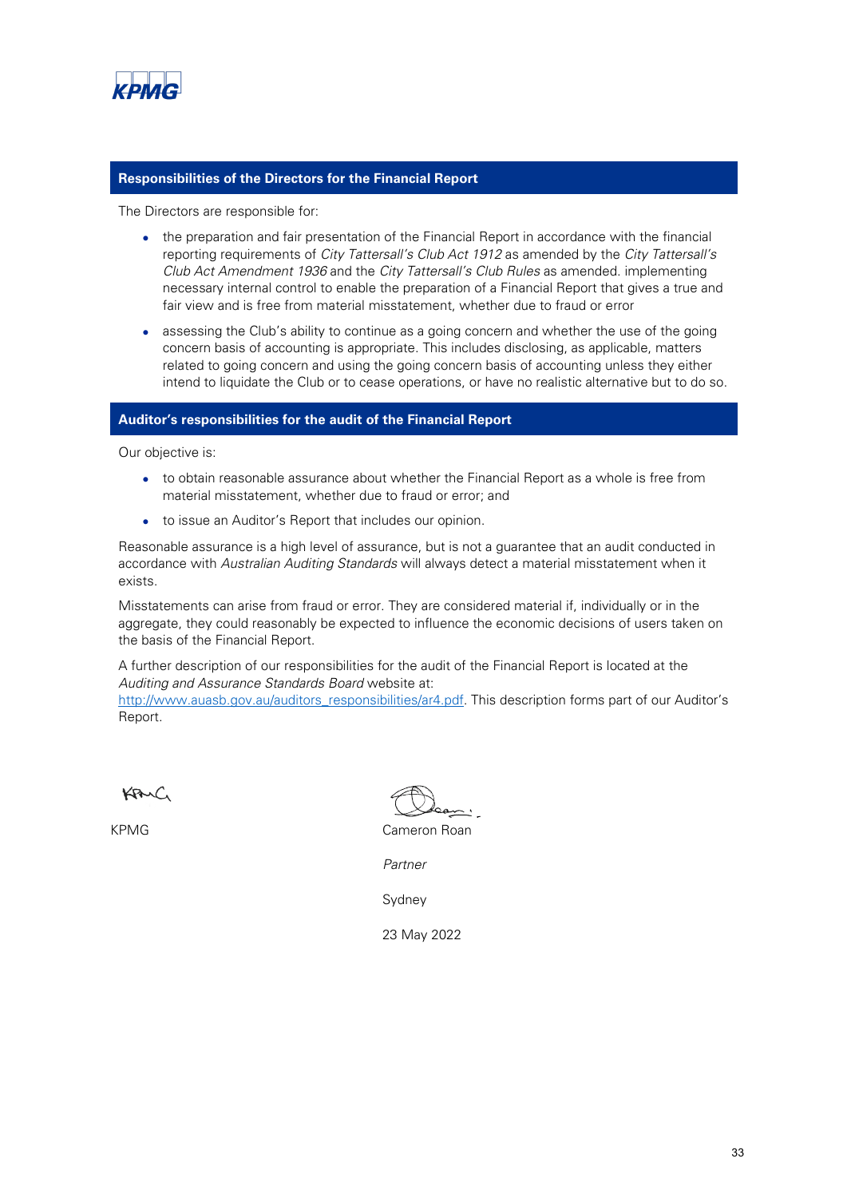## Responsibilities of the Directors for the Financial Report

The Directors are responsible for:

- the preparation and fair presentation of the Financial Report in accordance with the financial reporting requirements of *City Tattersall's Club Act 1912* as amended by the *City Tattersall's Club Act Amendment 1936* and the *City Tattersall's Club Rules* as amended. implementing necessary internal control to enable the preparation of a Financial Report that gives a true and fair view and is free from material misstatement, whether due to fraud or error
- assessing the Club's ability to continue as a going concern and whether the use of the going concern basis of accounting is appropriate. This includes disclosing, as applicable, matters related to going concern and using the going concern basis of accounting unless they either intend to liquidate the Club or to cease operations, or have no realistic alternative but to do so.

## Auditor's responsibilities for the audit of the Financial Report

Our objective is:

- to obtain reasonable assurance about whether the Financial Report as a whole is free from material misstatement, whether due to fraud or error; and
- to issue an Auditor's Report that includes our opinion.

Reasonable assurance is a high level of assurance, but is not a guarantee that an audit conducted in accordance with *Australian Auditing Standards* will always detect a material misstatement when it exists.

Misstatements can arise from fraud or error. They are considered material if, individually or in the aggregate, they could reasonably be expected to influence the economic decisions of users taken on the basis of the Financial Report.

A further description of our responsibilities for the audit of the Financial Report is located at the *Auditing and Assurance Standards Board* website at: http://www.auasb.gov.au/auditors_responsibilities/ar4.pdf. This description forms part of our Auditor's Report.

KPMG

Cameron Roan

*Partner*

Sydney

23 May 2022